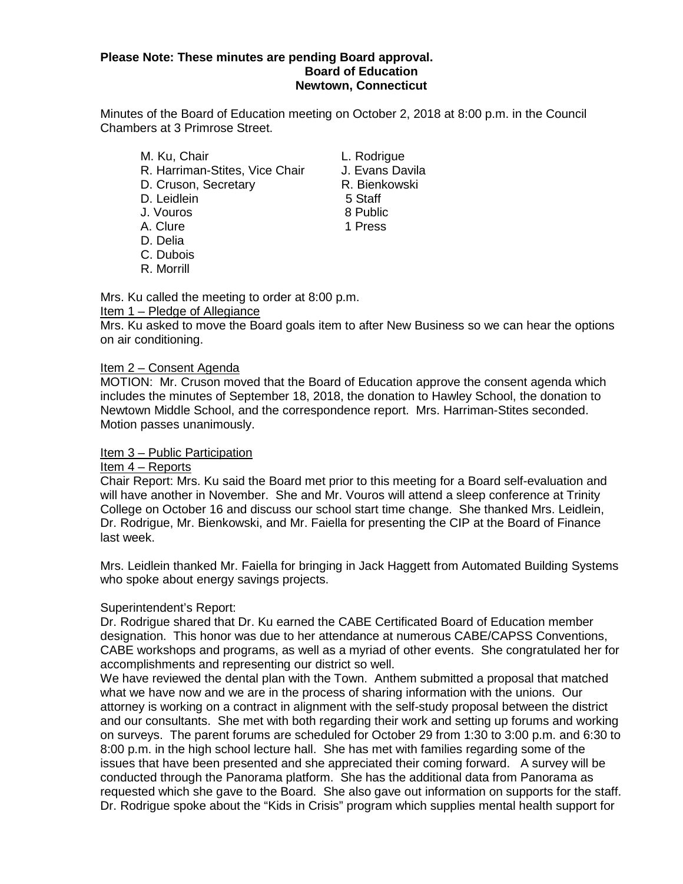**Please Note: These minutes are pending Board approval.**

**Board of Education**
**Newtown, Connecticut**

Minutes of the Board of Education meeting on October 2, 2018 at 8:00 p.m. in the Council Chambers at 3 Primrose Street.

M. Ku, Chair
R. Harriman-Stites, Vice Chair
D. Cruson, Secretary
D. Leidlein
J. Vouros
A. Clure
D. Delia
C. Dubois
R. Morrill

L. Rodrigue
J. Evans Davila
R. Bienkowski
5 Staff
8 Public
1 Press

Mrs. Ku called the meeting to order at 8:00 p.m.

Item 1 – Pledge of Allegiance

Mrs. Ku asked to move the Board goals item to after New Business so we can hear the options on air conditioning.

Item 2 – Consent Agenda

MOTION: Mr. Cruson moved that the Board of Education approve the consent agenda which includes the minutes of September 18, 2018, the donation to Hawley School, the donation to Newtown Middle School, and the correspondence report. Mrs. Harriman-Stites seconded. Motion passes unanimously.

Item 3 – Public Participation

Item 4 – Reports

Chair Report: Mrs. Ku said the Board met prior to this meeting for a Board self-evaluation and will have another in November. She and Mr. Vouros will attend a sleep conference at Trinity College on October 16 and discuss our school start time change. She thanked Mrs. Leidlein, Dr. Rodrigue, Mr. Bienkowski, and Mr. Faiella for presenting the CIP at the Board of Finance last week.

Mrs. Leidlein thanked Mr. Faiella for bringing in Jack Haggett from Automated Building Systems who spoke about energy savings projects.

Superintendent's Report:

Dr. Rodrigue shared that Dr. Ku earned the CABE Certificated Board of Education member designation. This honor was due to her attendance at numerous CABE/CAPSS Conventions, CABE workshops and programs, as well as a myriad of other events. She congratulated her for accomplishments and representing our district so well.

We have reviewed the dental plan with the Town. Anthem submitted a proposal that matched what we have now and we are in the process of sharing information with the unions. Our attorney is working on a contract in alignment with the self-study proposal between the district and our consultants. She met with both regarding their work and setting up forums and working on surveys. The parent forums are scheduled for October 29 from 1:30 to 3:00 p.m. and 6:30 to 8:00 p.m. in the high school lecture hall. She has met with families regarding some of the issues that have been presented and she appreciated their coming forward. A survey will be conducted through the Panorama platform. She has the additional data from Panorama as requested which she gave to the Board. She also gave out information on supports for the staff. Dr. Rodrigue spoke about the "Kids in Crisis" program which supplies mental health support for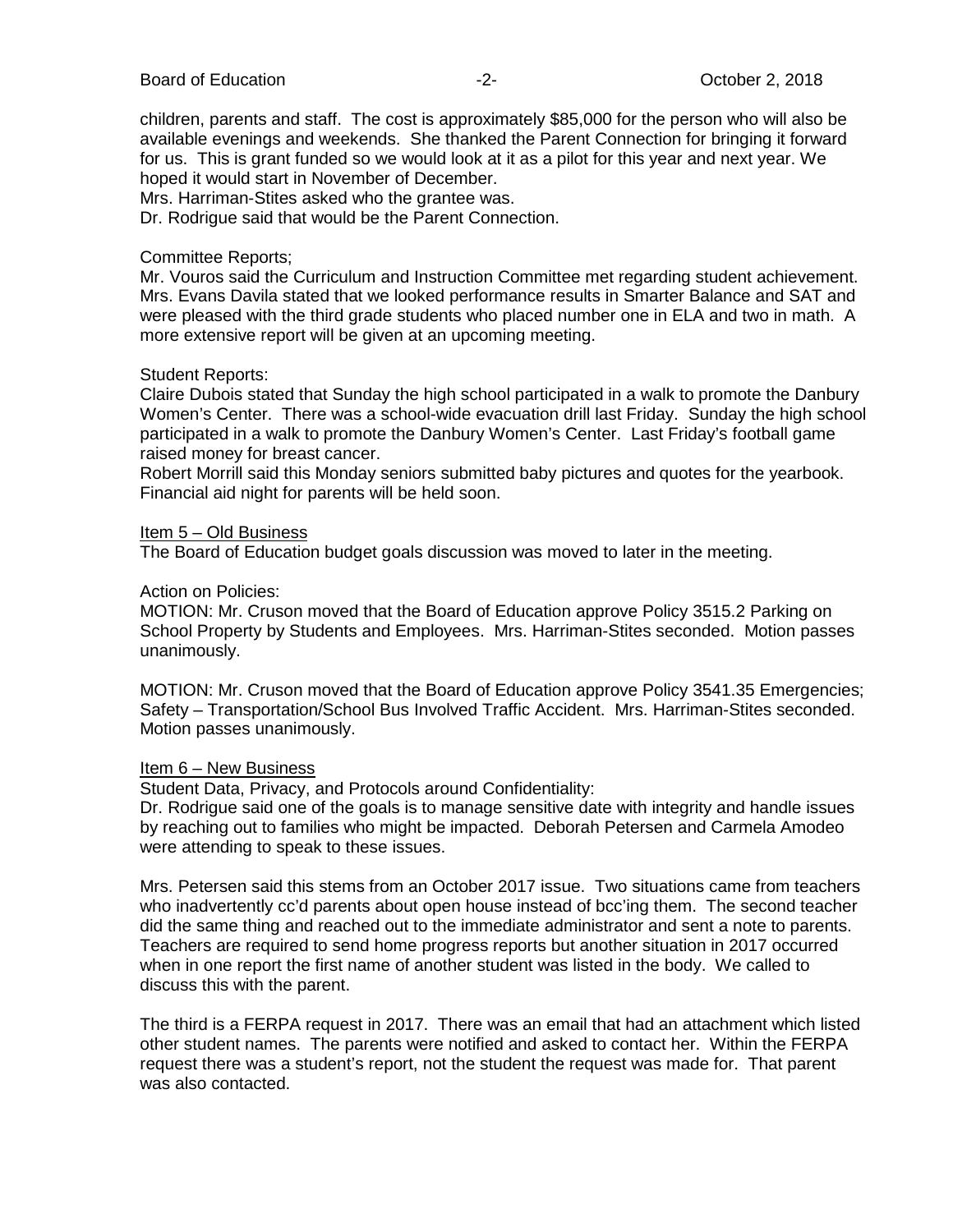children, parents and staff. The cost is approximately $85,000 for the person who will also be available evenings and weekends. She thanked the Parent Connection for bringing it forward for us. This is grant funded so we would look at it as a pilot for this year and next year. We hoped it would start in November of December.
Mrs. Harriman-Stites asked who the grantee was.
Dr. Rodrigue said that would be the Parent Connection.

Committee Reports;
Mr. Vouros said the Curriculum and Instruction Committee met regarding student achievement. Mrs. Evans Davila stated that we looked performance results in Smarter Balance and SAT and were pleased with the third grade students who placed number one in ELA and two in math. A more extensive report will be given at an upcoming meeting.

Student Reports:
Claire Dubois stated that Sunday the high school participated in a walk to promote the Danbury Women's Center. There was a school-wide evacuation drill last Friday. Sunday the high school participated in a walk to promote the Danbury Women's Center. Last Friday's football game raised money for breast cancer.
Robert Morrill said this Monday seniors submitted baby pictures and quotes for the yearbook. Financial aid night for parents will be held soon.

<u>Item 5 – Old Business</u>
The Board of Education budget goals discussion was moved to later in the meeting.

Action on Policies:
MOTION: Mr. Cruson moved that the Board of Education approve Policy 3515.2 Parking on School Property by Students and Employees. Mrs. Harriman-Stites seconded. Motion passes unanimously.

MOTION: Mr. Cruson moved that the Board of Education approve Policy 3541.35 Emergencies; Safety – Transportation/School Bus Involved Traffic Accident. Mrs. Harriman-Stites seconded. Motion passes unanimously.

<u>Item 6 – New Business</u>
Student Data, Privacy, and Protocols around Confidentiality:
Dr. Rodrigue said one of the goals is to manage sensitive date with integrity and handle issues by reaching out to families who might be impacted. Deborah Petersen and Carmela Amodeo were attending to speak to these issues.

Mrs. Petersen said this stems from an October 2017 issue. Two situations came from teachers who inadvertently cc'd parents about open house instead of bcc'ing them. The second teacher did the same thing and reached out to the immediate administrator and sent a note to parents. Teachers are required to send home progress reports but another situation in 2017 occurred when in one report the first name of another student was listed in the body. We called to discuss this with the parent.

The third is a FERPA request in 2017. There was an email that had an attachment which listed other student names. The parents were notified and asked to contact her. Within the FERPA request there was a student's report, not the student the request was made for. That parent was also contacted.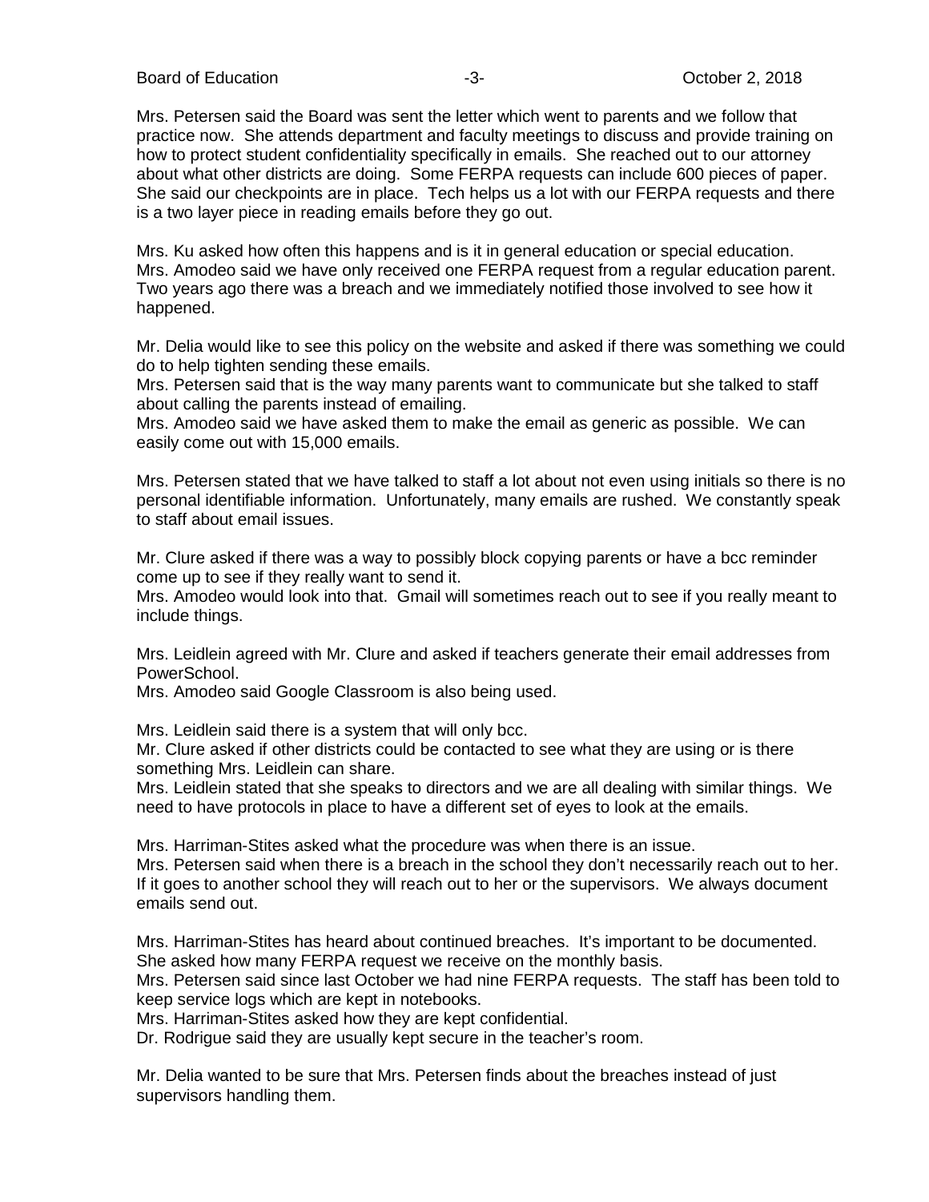Mrs. Petersen said the Board was sent the letter which went to parents and we follow that practice now. She attends department and faculty meetings to discuss and provide training on how to protect student confidentiality specifically in emails. She reached out to our attorney about what other districts are doing. Some FERPA requests can include 600 pieces of paper. She said our checkpoints are in place. Tech helps us a lot with our FERPA requests and there is a two layer piece in reading emails before they go out.

Mrs. Ku asked how often this happens and is it in general education or special education. Mrs. Amodeo said we have only received one FERPA request from a regular education parent. Two years ago there was a breach and we immediately notified those involved to see how it happened.

Mr. Delia would like to see this policy on the website and asked if there was something we could do to help tighten sending these emails.
Mrs. Petersen said that is the way many parents want to communicate but she talked to staff about calling the parents instead of emailing.
Mrs. Amodeo said we have asked them to make the email as generic as possible. We can easily come out with 15,000 emails.

Mrs. Petersen stated that we have talked to staff a lot about not even using initials so there is no personal identifiable information. Unfortunately, many emails are rushed. We constantly speak to staff about email issues.

Mr. Clure asked if there was a way to possibly block copying parents or have a bcc reminder come up to see if they really want to send it.
Mrs. Amodeo would look into that. Gmail will sometimes reach out to see if you really meant to include things.

Mrs. Leidlein agreed with Mr. Clure and asked if teachers generate their email addresses from PowerSchool.
Mrs. Amodeo said Google Classroom is also being used.

Mrs. Leidlein said there is a system that will only bcc.
Mr. Clure asked if other districts could be contacted to see what they are using or is there something Mrs. Leidlein can share.
Mrs. Leidlein stated that she speaks to directors and we are all dealing with similar things. We need to have protocols in place to have a different set of eyes to look at the emails.

Mrs. Harriman-Stites asked what the procedure was when there is an issue.
Mrs. Petersen said when there is a breach in the school they don't necessarily reach out to her. If it goes to another school they will reach out to her or the supervisors. We always document emails send out.

Mrs. Harriman-Stites has heard about continued breaches. It's important to be documented. She asked how many FERPA request we receive on the monthly basis.
Mrs. Petersen said since last October we had nine FERPA requests. The staff has been told to keep service logs which are kept in notebooks.
Mrs. Harriman-Stites asked how they are kept confidential.
Dr. Rodrigue said they are usually kept secure in the teacher's room.

Mr. Delia wanted to be sure that Mrs. Petersen finds about the breaches instead of just supervisors handling them.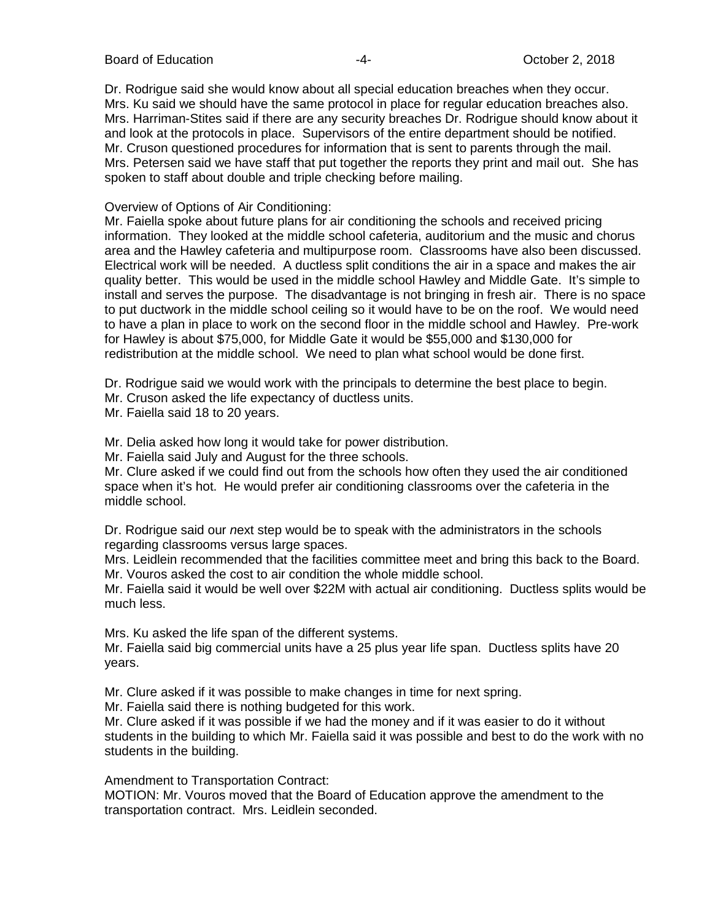Dr. Rodrigue said she would know about all special education breaches when they occur. Mrs. Ku said we should have the same protocol in place for regular education breaches also. Mrs. Harriman-Stites said if there are any security breaches Dr. Rodrigue should know about it and look at the protocols in place. Supervisors of the entire department should be notified. Mr. Cruson questioned procedures for information that is sent to parents through the mail. Mrs. Petersen said we have staff that put together the reports they print and mail out. She has spoken to staff about double and triple checking before mailing.

Overview of Options of Air Conditioning:
Mr. Faiella spoke about future plans for air conditioning the schools and received pricing information. They looked at the middle school cafeteria, auditorium and the music and chorus area and the Hawley cafeteria and multipurpose room. Classrooms have also been discussed. Electrical work will be needed. A ductless split conditions the air in a space and makes the air quality better. This would be used in the middle school Hawley and Middle Gate. It's simple to install and serves the purpose. The disadvantage is not bringing in fresh air. There is no space to put ductwork in the middle school ceiling so it would have to be on the roof. We would need to have a plan in place to work on the second floor in the middle school and Hawley. Pre-work for Hawley is about $75,000, for Middle Gate it would be $55,000 and $130,000 for redistribution at the middle school. We need to plan what school would be done first.

Dr. Rodrigue said we would work with the principals to determine the best place to begin.
Mr. Cruson asked the life expectancy of ductless units.
Mr. Faiella said 18 to 20 years.

Mr. Delia asked how long it would take for power distribution.
Mr. Faiella said July and August for the three schools.
Mr. Clure asked if we could find out from the schools how often they used the air conditioned space when it's hot. He would prefer air conditioning classrooms over the cafeteria in the middle school.

Dr. Rodrigue said our *n*ext step would be to speak with the administrators in the schools regarding classrooms versus large spaces.
Mrs. Leidlein recommended that the facilities committee meet and bring this back to the Board.
Mr. Vouros asked the cost to air condition the whole middle school.
Mr. Faiella said it would be well over $22M with actual air conditioning. Ductless splits would be much less.

Mrs. Ku asked the life span of the different systems.
Mr. Faiella said big commercial units have a 25 plus year life span. Ductless splits have 20 years.

Mr. Clure asked if it was possible to make changes in time for next spring.
Mr. Faiella said there is nothing budgeted for this work.
Mr. Clure asked if it was possible if we had the money and if it was easier to do it without students in the building to which Mr. Faiella said it was possible and best to do the work with no students in the building.

Amendment to Transportation Contract:
MOTION: Mr. Vouros moved that the Board of Education approve the amendment to the transportation contract. Mrs. Leidlein seconded.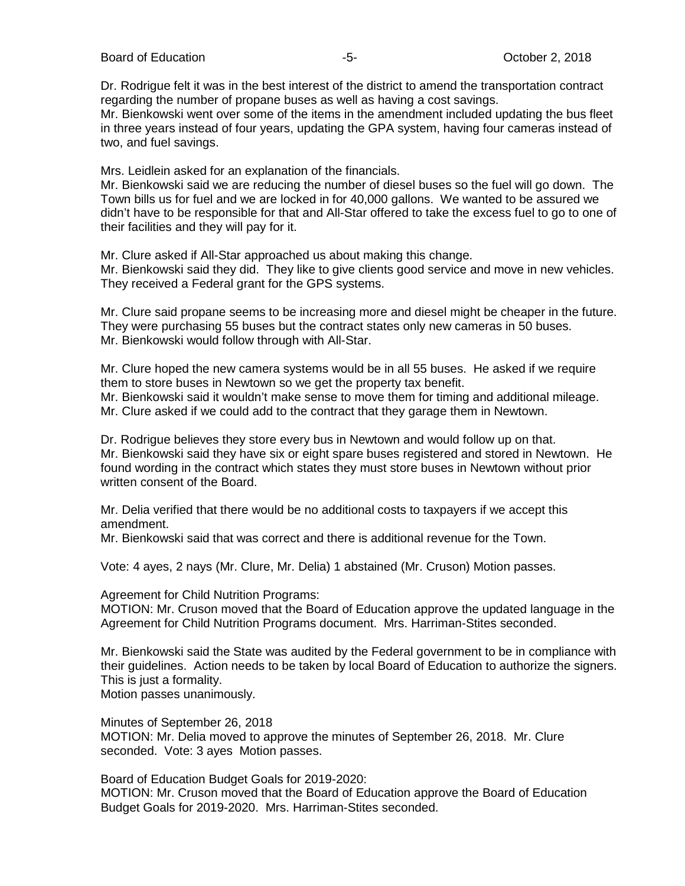Dr. Rodrigue felt it was in the best interest of the district to amend the transportation contract regarding the number of propane buses as well as having a cost savings.
Mr. Bienkowski went over some of the items in the amendment included updating the bus fleet in three years instead of four years, updating the GPA system, having four cameras instead of two, and fuel savings.

Mrs. Leidlein asked for an explanation of the financials.
Mr. Bienkowski said we are reducing the number of diesel buses so the fuel will go down. The Town bills us for fuel and we are locked in for 40,000 gallons. We wanted to be assured we didn't have to be responsible for that and All-Star offered to take the excess fuel to go to one of their facilities and they will pay for it.

Mr. Clure asked if All-Star approached us about making this change.
Mr. Bienkowski said they did. They like to give clients good service and move in new vehicles. They received a Federal grant for the GPS systems.

Mr. Clure said propane seems to be increasing more and diesel might be cheaper in the future. They were purchasing 55 buses but the contract states only new cameras in 50 buses.
Mr. Bienkowski would follow through with All-Star.

Mr. Clure hoped the new camera systems would be in all 55 buses. He asked if we require them to store buses in Newtown so we get the property tax benefit.
Mr. Bienkowski said it wouldn't make sense to move them for timing and additional mileage.
Mr. Clure asked if we could add to the contract that they garage them in Newtown.

Dr. Rodrigue believes they store every bus in Newtown and would follow up on that.
Mr. Bienkowski said they have six or eight spare buses registered and stored in Newtown. He found wording in the contract which states they must store buses in Newtown without prior written consent of the Board.

Mr. Delia verified that there would be no additional costs to taxpayers if we accept this amendment.
Mr. Bienkowski said that was correct and there is additional revenue for the Town.

Vote: 4 ayes, 2 nays (Mr. Clure, Mr. Delia) 1 abstained (Mr. Cruson) Motion passes.

Agreement for Child Nutrition Programs:
MOTION: Mr. Cruson moved that the Board of Education approve the updated language in the Agreement for Child Nutrition Programs document. Mrs. Harriman-Stites seconded.

Mr. Bienkowski said the State was audited by the Federal government to be in compliance with their guidelines. Action needs to be taken by local Board of Education to authorize the signers. This is just a formality.
Motion passes unanimously.

Minutes of September 26, 2018
MOTION: Mr. Delia moved to approve the minutes of September 26, 2018. Mr. Clure seconded. Vote: 3 ayes Motion passes.

Board of Education Budget Goals for 2019-2020:
MOTION: Mr. Cruson moved that the Board of Education approve the Board of Education Budget Goals for 2019-2020. Mrs. Harriman-Stites seconded.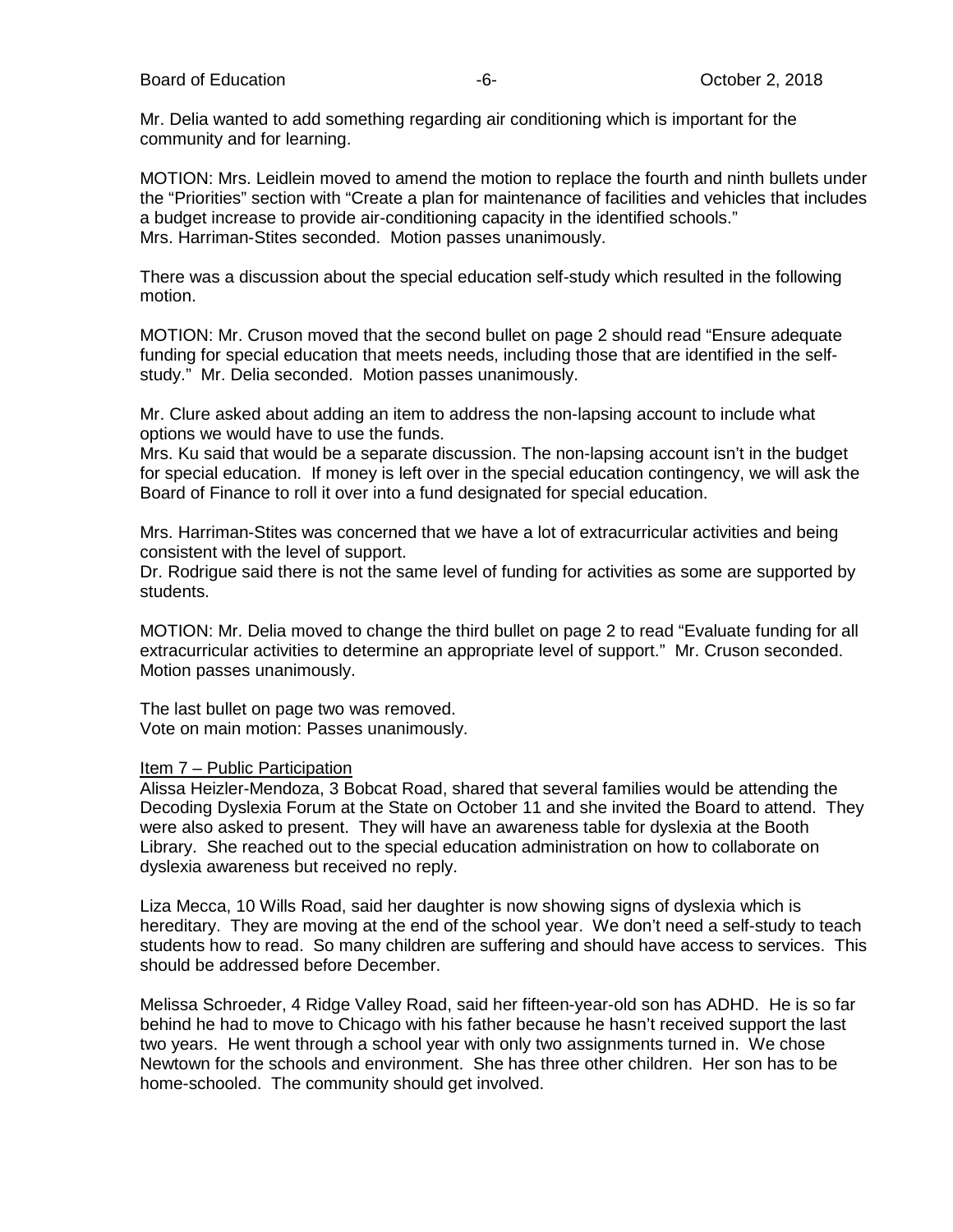Mr. Delia wanted to add something regarding air conditioning which is important for the community and for learning.

MOTION: Mrs. Leidlein moved to amend the motion to replace the fourth and ninth bullets under the "Priorities" section with "Create a plan for maintenance of facilities and vehicles that includes a budget increase to provide air-conditioning capacity in the identified schools." Mrs. Harriman-Stites seconded. Motion passes unanimously.

There was a discussion about the special education self-study which resulted in the following motion.

MOTION: Mr. Cruson moved that the second bullet on page 2 should read "Ensure adequate funding for special education that meets needs, including those that are identified in the self-study." Mr. Delia seconded. Motion passes unanimously.

Mr. Clure asked about adding an item to address the non-lapsing account to include what options we would have to use the funds.
Mrs. Ku said that would be a separate discussion. The non-lapsing account isn't in the budget for special education. If money is left over in the special education contingency, we will ask the Board of Finance to roll it over into a fund designated for special education.

Mrs. Harriman-Stites was concerned that we have a lot of extracurricular activities and being consistent with the level of support.
Dr. Rodrigue said there is not the same level of funding for activities as some are supported by students.

MOTION: Mr. Delia moved to change the third bullet on page 2 to read "Evaluate funding for all extracurricular activities to determine an appropriate level of support." Mr. Cruson seconded. Motion passes unanimously.

The last bullet on page two was removed.
Vote on main motion: Passes unanimously.

<u>Item 7 – Public Participation</u>
Alissa Heizler-Mendoza, 3 Bobcat Road, shared that several families would be attending the Decoding Dyslexia Forum at the State on October 11 and she invited the Board to attend. They were also asked to present. They will have an awareness table for dyslexia at the Booth Library. She reached out to the special education administration on how to collaborate on dyslexia awareness but received no reply.

Liza Mecca, 10 Wills Road, said her daughter is now showing signs of dyslexia which is hereditary. They are moving at the end of the school year. We don't need a self-study to teach students how to read. So many children are suffering and should have access to services. This should be addressed before December.

Melissa Schroeder, 4 Ridge Valley Road, said her fifteen-year-old son has ADHD. He is so far behind he had to move to Chicago with his father because he hasn't received support the last two years. He went through a school year with only two assignments turned in. We chose Newtown for the schools and environment. She has three other children. Her son has to be home-schooled. The community should get involved.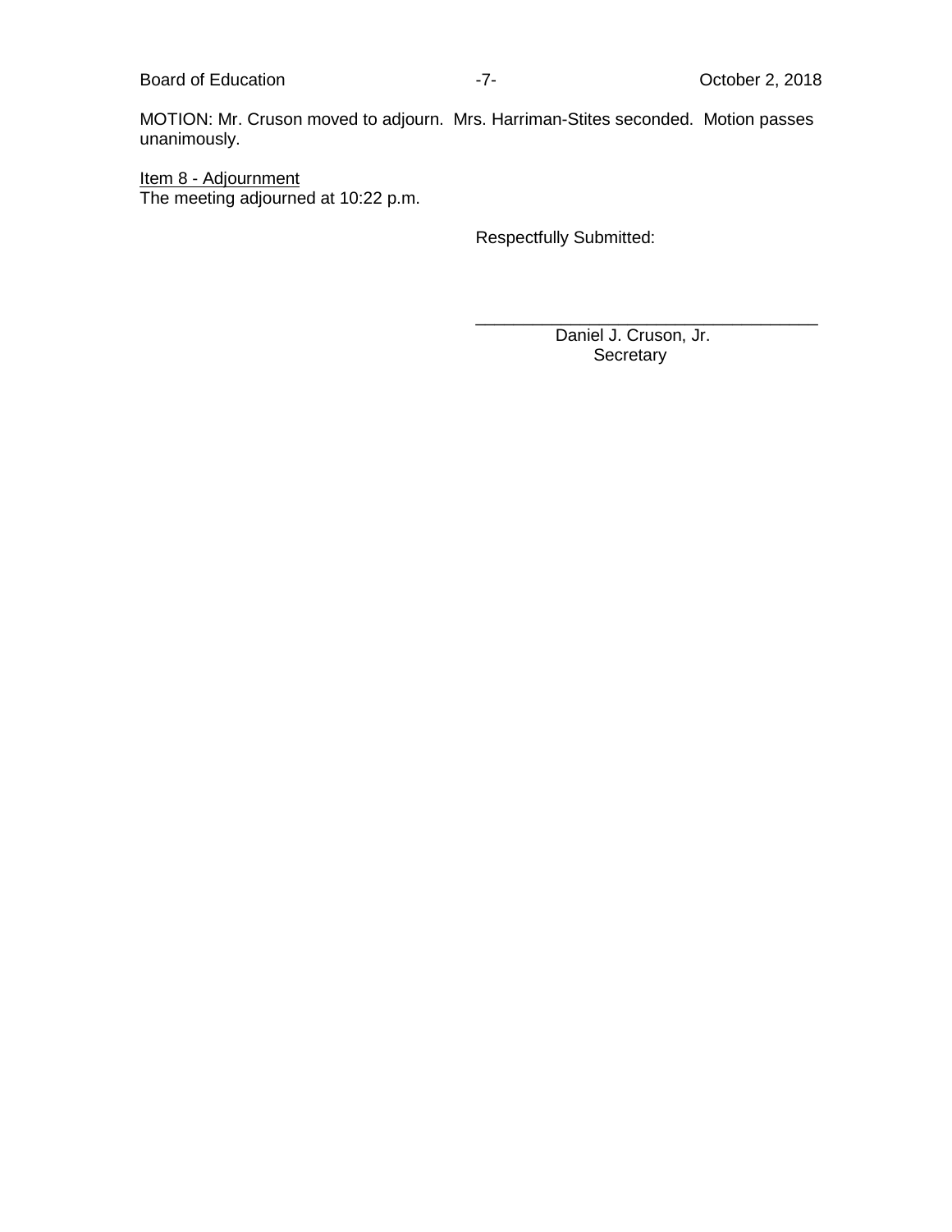MOTION: Mr. Cruson moved to adjourn.  Mrs. Harriman-Stites seconded.  Motion passes unanimously.

Item 8 - Adjournment
The meeting adjourned at 10:22 p.m.

Respectfully Submitted:

\_\_\_\_\_\_\_\_\_\_\_\_\_\_\_\_\_\_\_\_\_\_\_\_\_\_\_\_\_\_\_\_\_\_\_\_

Daniel J. Cruson, Jr.
Secretary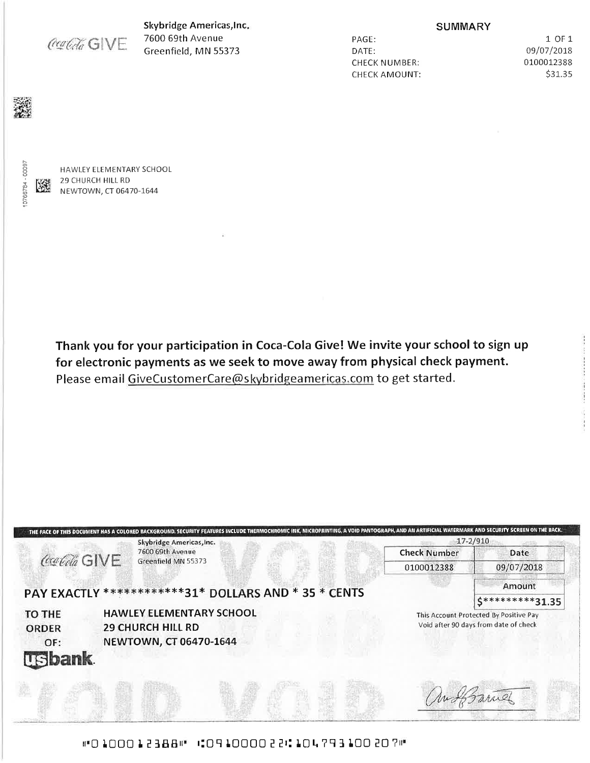Coca-Cola GIVE

Skybridge Americas,Inc.
7600 69th Avenue
Greenfield, MN 55373

**SUMMARY**

| | |
|---|---|
| PAGE: | 1 OF 1 |
| DATE: | 09/07/2018 |
| CHECK NUMBER: | 0100012388 |
| CHECK AMOUNT: | $31.35 |

10766784 - 00097

HAWLEY ELEMENTARY SCHOOL
29 CHURCH HILL RD
NEWTOWN, CT 06470-1644

**Thank you for your participation in Coca-Cola Give! We invite your school to sign up for electronic payments as we seek to move away from physical check payment.**
Please email GiveCustomerCare@skybridgeamericas.com to get started.

THE FACE OF THIS DOCUMENT HAS A COLORED BACKGROUND. SECURITY FEATURES INCLUDE THERMOCHROMIC INK, MICROPRINTING, A VOID PANTOGRAPH, AND AN ARTIFICIAL WATERMARK AND SECURITY SCREEN ON THE BACK.

Coca-Cola GIVE

Skybridge Americas,Inc.
7600 69th Avenue
Greenfield MN 55373

17-2/910

| Check Number | Date |
|---|---|
| 0100012388 | 09/07/2018 |

**PAY EXACTLY ************31* DOLLARS AND * 35 * CENTS**

| Amount |
|---|
| $*********31.35 |

**TO THE ORDER OF:** **HAWLEY ELEMENTARY SCHOOL**
**29 CHURCH HILL RD**
**NEWTOWN, CT 06470-1644**

This Account Protected By Positive Pay
Void after 90 days from date of check

usbank.

VOID VOID

⑈0100012388⑈ ⑆091000022⑆104793100207⑈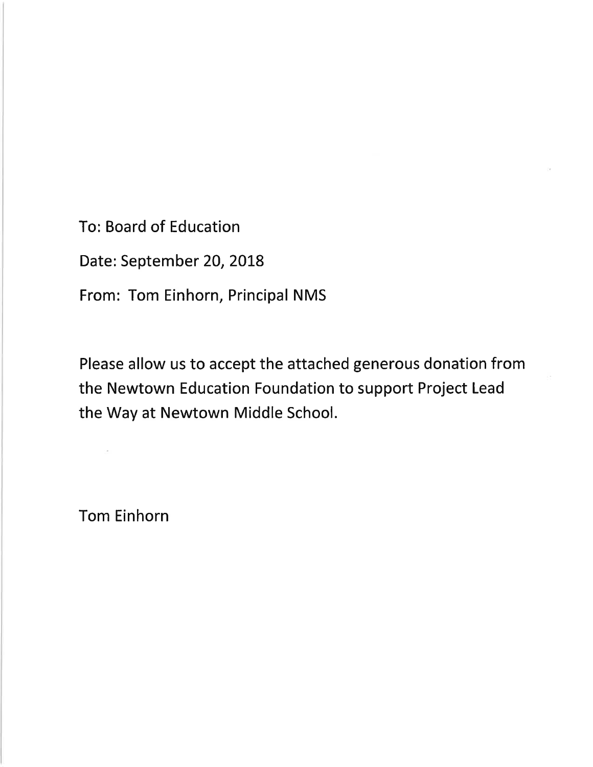To: Board of Education

Date: September 20, 2018

From: Tom Einhorn, Principal NMS

Please allow us to accept the attached generous donation from the Newtown Education Foundation to support Project Lead the Way at Newtown Middle School.

Tom Einhorn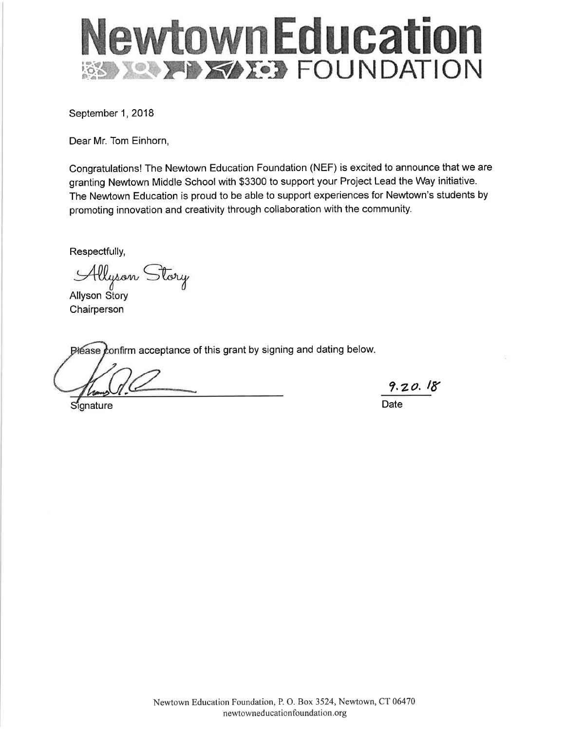# Newtown Education FOUNDATION

September 1, 2018

Dear Mr. Tom Einhorn,

Congratulations! The Newtown Education Foundation (NEF) is excited to announce that we are granting Newtown Middle School with $3300 to support your Project Lead the Way initiative. The Newtown Education is proud to be able to support experiences for Newtown's students by promoting innovation and creativity through collaboration with the community.

Respectfully,

*Allyson Story*

Allyson Story
Chairperson

Please confirm acceptance of this grant by signing and dating below.

Signature: *[signature]*

Date: 9.20.18

Newtown Education Foundation, P. O. Box 3524, Newtown, CT 06470
newtowneducationfoundation.org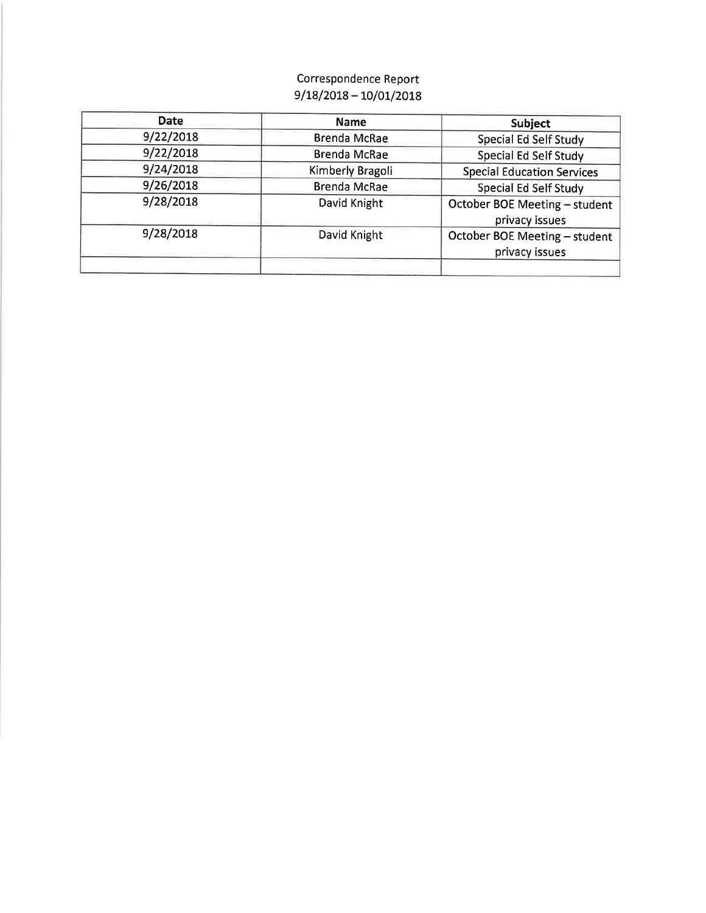# Correspondence Report

## 9/18/2018 – 10/01/2018

| Date | Name | Subject |
|---|---|---|
| 9/22/2018 | Brenda McRae | Special Ed Self Study |
| 9/22/2018 | Brenda McRae | Special Ed Self Study |
| 9/24/2018 | Kimberly Bragoli | Special Education Services |
| 9/26/2018 | Brenda McRae | Special Ed Self Study |
| 9/28/2018 | David Knight | October BOE Meeting – student privacy issues |
| 9/28/2018 | David Knight | October BOE Meeting – student privacy issues |
| | | |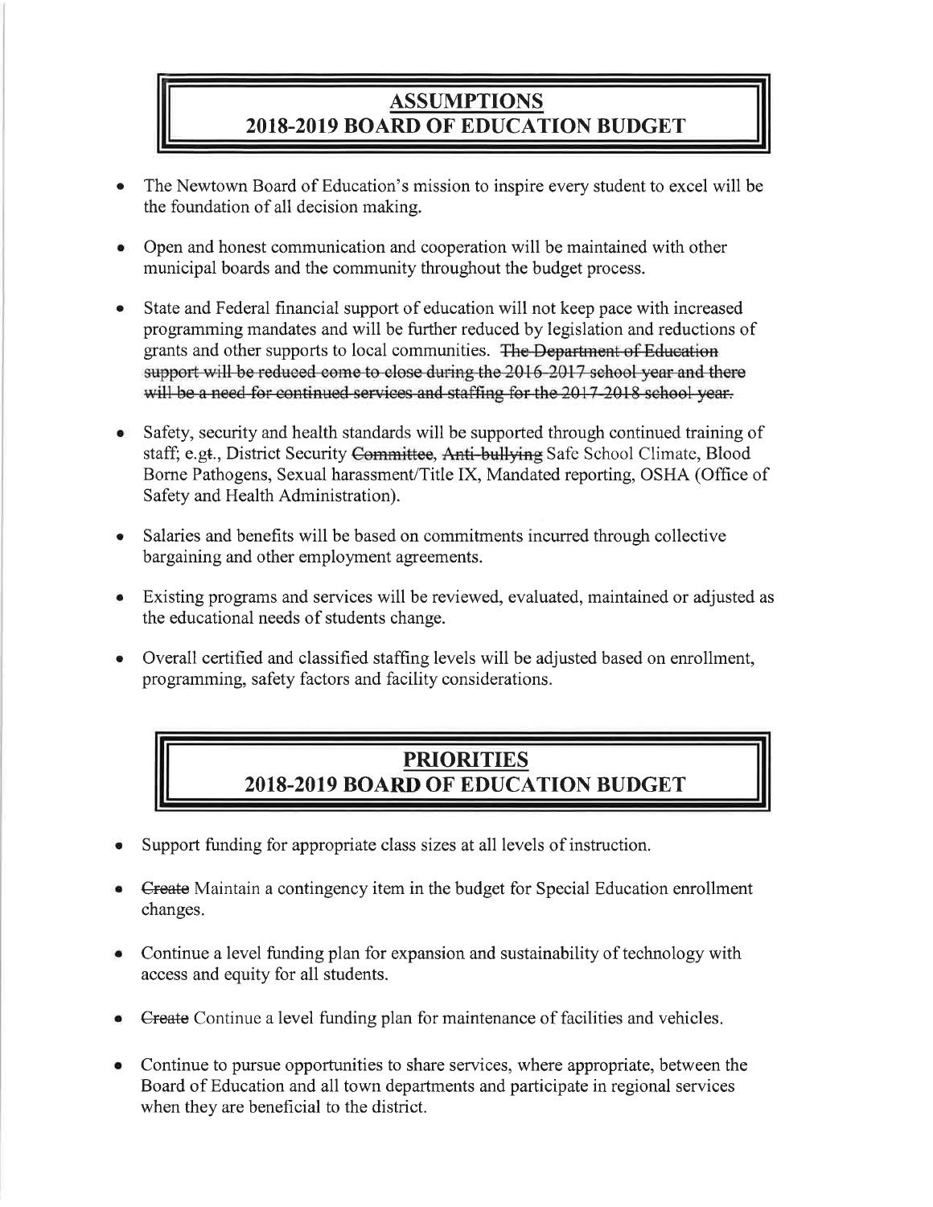## ASSUMPTIONS
## 2018-2019 BOARD OF EDUCATION BUDGET

- The Newtown Board of Education's mission to inspire every student to excel will be the foundation of all decision making.
- Open and honest communication and cooperation will be maintained with other municipal boards and the community throughout the budget process.
- State and Federal financial support of education will not keep pace with increased programming mandates and will be further reduced by legislation and reductions of grants and other supports to local communities. ~~The Department of Education support will be reduced come to close during the 2016-2017 school year and there will be a need for continued services and staffing for the 2017-2018 school year.~~
- Safety, security and health standards will be supported through continued training of staff; e.g~~t~~., District Security ~~Committee~~, ~~Anti-bullying~~ Safe School Climate, Blood Borne Pathogens, Sexual harassment/Title IX, Mandated reporting, OSHA (Office of Safety and Health Administration).
- Salaries and benefits will be based on commitments incurred through collective bargaining and other employment agreements.
- Existing programs and services will be reviewed, evaluated, maintained or adjusted as the educational needs of students change.
- Overall certified and classified staffing levels will be adjusted based on enrollment, programming, safety factors and facility considerations.

## PRIORITIES
## 2018-2019 BOARD OF EDUCATION BUDGET

- Support funding for appropriate class sizes at all levels of instruction.
- ~~Create~~ Maintain a contingency item in the budget for Special Education enrollment changes.
- Continue a level funding plan for expansion and sustainability of technology with access and equity for all students.
- ~~Create~~ Continue a level funding plan for maintenance of facilities and vehicles.
- Continue to pursue opportunities to share services, where appropriate, between the Board of Education and all town departments and participate in regional services when they are beneficial to the district.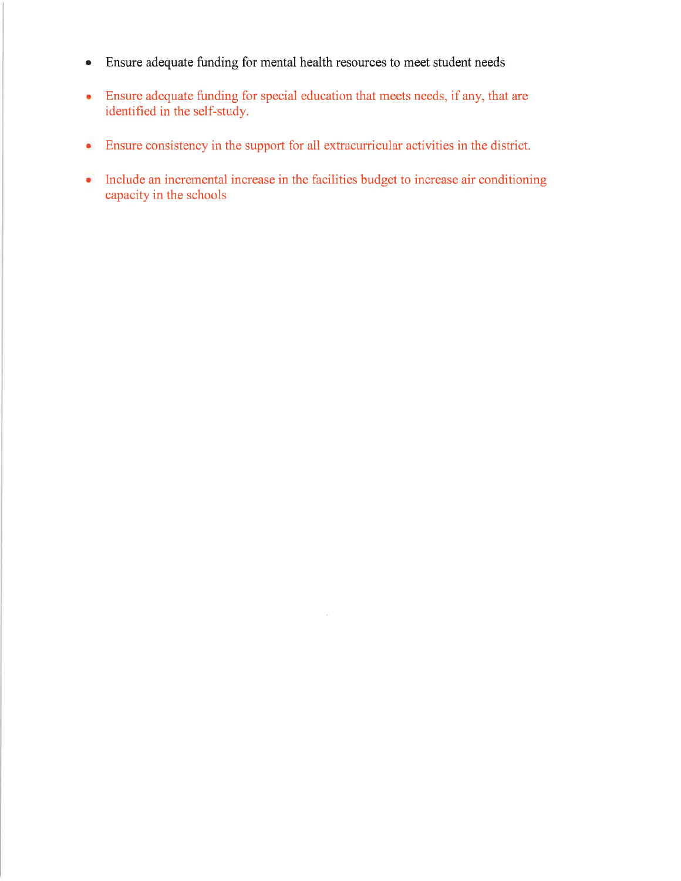- Ensure adequate funding for mental health resources to meet student needs
- Ensure adequate funding for special education that meets needs, if any, that are identified in the self-study.
- Ensure consistency in the support for all extracurricular activities in the district.
- Include an incremental increase in the facilities budget to increase air conditioning capacity in the schools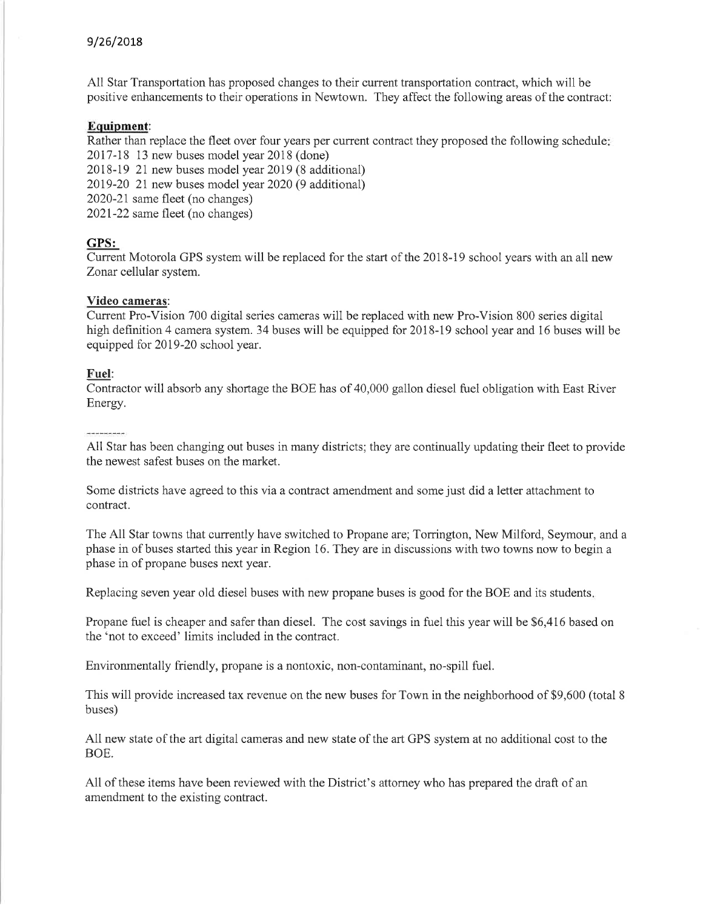9/26/2018

All Star Transportation has proposed changes to their current transportation contract, which will be positive enhancements to their operations in Newtown. They affect the following areas of the contract:

**Equipment**:

Rather than replace the fleet over four years per current contract they proposed the following schedule:
2017-18 13 new buses model year 2018 (done)
2018-19 21 new buses model year 2019 (8 additional)
2019-20 21 new buses model year 2020 (9 additional)
2020-21 same fleet (no changes)
2021-22 same fleet (no changes)

**GPS:**

Current Motorola GPS system will be replaced for the start of the 2018-19 school years with an all new Zonar cellular system.

**Video cameras**:

Current Pro-Vision 700 digital series cameras will be replaced with new Pro-Vision 800 series digital high definition 4 camera system. 34 buses will be equipped for 2018-19 school year and 16 buses will be equipped for 2019-20 school year.

**Fuel**:

Contractor will absorb any shortage the BOE has of 40,000 gallon diesel fuel obligation with East River Energy.

---------

All Star has been changing out buses in many districts; they are continually updating their fleet to provide the newest safest buses on the market.

Some districts have agreed to this via a contract amendment and some just did a letter attachment to contract.

The All Star towns that currently have switched to Propane are; Torrington, New Milford, Seymour, and a phase in of buses started this year in Region 16. They are in discussions with two towns now to begin a phase in of propane buses next year.

Replacing seven year old diesel buses with new propane buses is good for the BOE and its students.

Propane fuel is cheaper and safer than diesel. The cost savings in fuel this year will be $6,416 based on the 'not to exceed' limits included in the contract.

Environmentally friendly, propane is a nontoxic, non-contaminant, no-spill fuel.

This will provide increased tax revenue on the new buses for Town in the neighborhood of $9,600 (total 8 buses)

All new state of the art digital cameras and new state of the art GPS system at no additional cost to the BOE.

All of these items have been reviewed with the District's attorney who has prepared the draft of an amendment to the existing contract.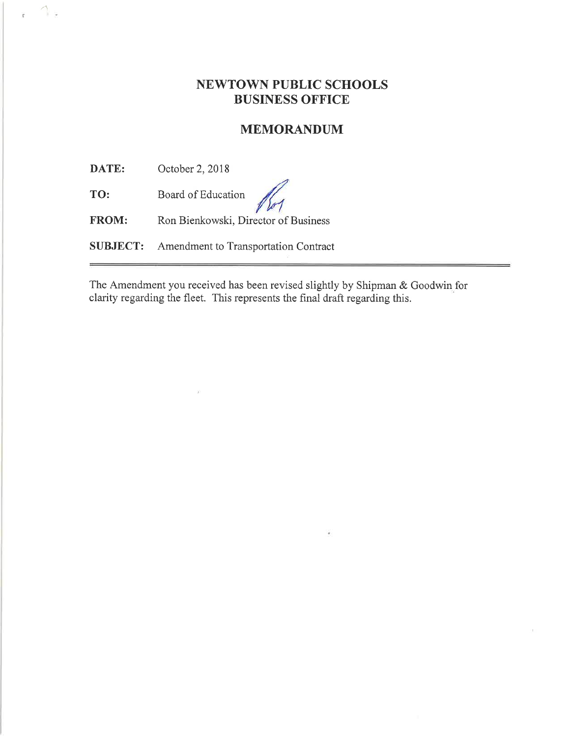# NEWTOWN PUBLIC SCHOOLS
# BUSINESS OFFICE

## MEMORANDUM

**DATE:** October 2, 2018

**TO:** Board of Education

**FROM:** Ron Bienkowski, Director of Business

**SUBJECT:** Amendment to Transportation Contract

---

The Amendment you received has been revised slightly by Shipman & Goodwin for clarity regarding the fleet. This represents the final draft regarding this.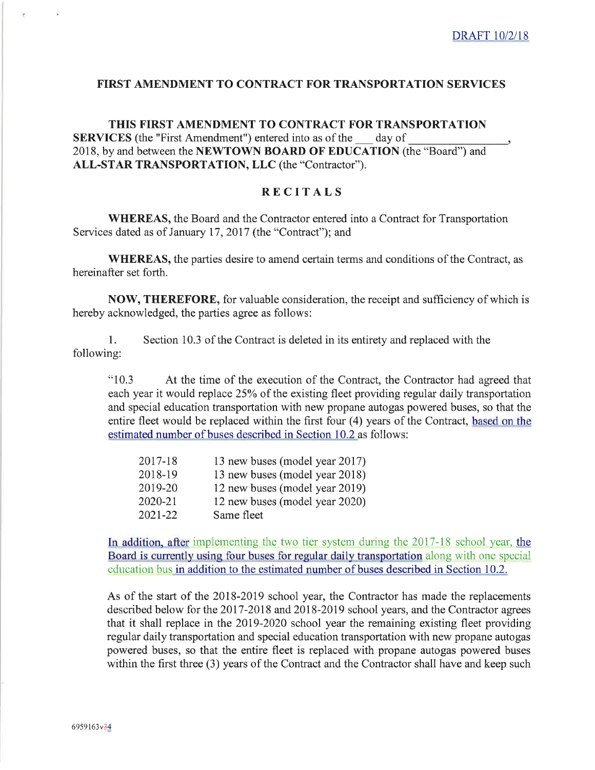DRAFT 10/2/18

## FIRST AMENDMENT TO CONTRACT FOR TRANSPORTATION SERVICES

**THIS FIRST AMENDMENT TO CONTRACT FOR TRANSPORTATION SERVICES** (the "First Amendment") entered into as of the ___ day of _______________, 2018, by and between the **NEWTOWN BOARD OF EDUCATION** (the "Board") and **ALL-STAR TRANSPORTATION, LLC** (the "Contractor").

### RECITALS

**WHEREAS,** the Board and the Contractor entered into a Contract for Transportation Services dated as of January 17, 2017 (the "Contract"); and

**WHEREAS,** the parties desire to amend certain terms and conditions of the Contract, as hereinafter set forth.

**NOW, THEREFORE,** for valuable consideration, the receipt and sufficiency of which is hereby acknowledged, the parties agree as follows:

1. Section 10.3 of the Contract is deleted in its entirety and replaced with the following:

> "10.3 At the time of the execution of the Contract, the Contractor had agreed that each year it would replace 25% of the existing fleet providing regular daily transportation and special education transportation with new propane autogas powered buses, so that the entire fleet would be replaced within the first four (4) years of the Contract, based on the estimated number of buses described in Section 10.2 as follows:
>
> | | |
> |---|---|
> | 2017-18 | 13 new buses (model year 2017) |
> | 2018-19 | 13 new buses (model year 2018) |
> | 2019-20 | 12 new buses (model year 2019) |
> | 2020-21 | 12 new buses (model year 2020) |
> | 2021-22 | Same fleet |
>
> In addition, after implementing the two tier system during the 2017-18 school year, the Board is currently using four buses for regular daily transportation along with one special education bus in addition to the estimated number of buses described in Section 10.2.
>
> As of the start of the 2018-2019 school year, the Contractor has made the replacements described below for the 2017-2018 and 2018-2019 school years, and the Contractor agrees that it shall replace in the 2019-2020 school year the remaining existing fleet providing regular daily transportation and special education transportation with new propane autogas powered buses, so that the entire fleet is replaced with propane autogas powered buses within the first three (3) years of the Contract and the Contractor shall have and keep such

6959163v34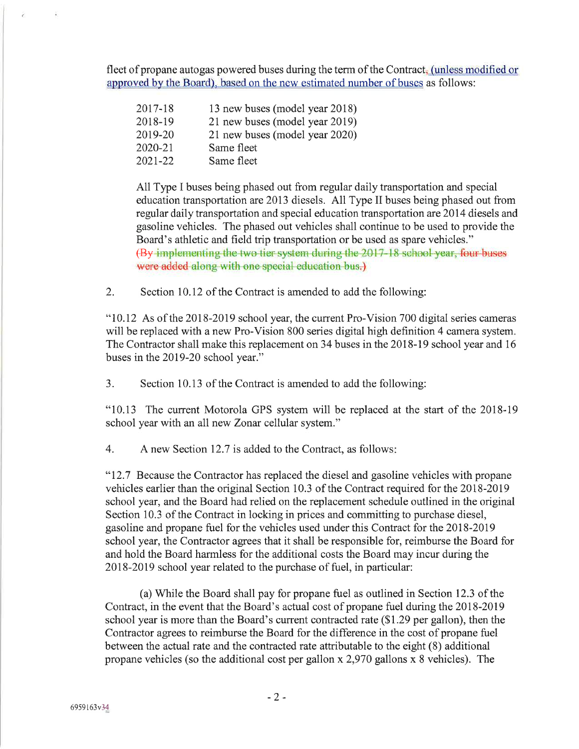fleet of propane autogas powered buses during the term of the Contract, (unless modified or approved by the Board), based on the new estimated number of buses as follows:

| | |
|---|---|
| 2017-18 | 13 new buses (model year 2018) |
| 2018-19 | 21 new buses (model year 2019) |
| 2019-20 | 21 new buses (model year 2020) |
| 2020-21 | Same fleet |
| 2021-22 | Same fleet |

All Type I buses being phased out from regular daily transportation and special education transportation are 2013 diesels. All Type II buses being phased out from regular daily transportation and special education transportation are 2014 diesels and gasoline vehicles. The phased out vehicles shall continue to be used to provide the Board's athletic and field trip transportation or be used as spare vehicles."

~~(By implementing the two tier system during the 2017-18 school year, four buses were added along with one special education bus.)~~

2. Section 10.12 of the Contract is amended to add the following:

"10.12 As of the 2018-2019 school year, the current Pro-Vision 700 digital series cameras will be replaced with a new Pro-Vision 800 series digital high definition 4 camera system. The Contractor shall make this replacement on 34 buses in the 2018-19 school year and 16 buses in the 2019-20 school year."

3. Section 10.13 of the Contract is amended to add the following:

"10.13 The current Motorola GPS system will be replaced at the start of the 2018-19 school year with an all new Zonar cellular system."

4. A new Section 12.7 is added to the Contract, as follows:

"12.7 Because the Contractor has replaced the diesel and gasoline vehicles with propane vehicles earlier than the original Section 10.3 of the Contract required for the 2018-2019 school year, and the Board had relied on the replacement schedule outlined in the original Section 10.3 of the Contract in locking in prices and committing to purchase diesel, gasoline and propane fuel for the vehicles used under this Contract for the 2018-2019 school year, the Contractor agrees that it shall be responsible for, reimburse the Board for and hold the Board harmless for the additional costs the Board may incur during the 2018-2019 school year related to the purchase of fuel, in particular:

(a) While the Board shall pay for propane fuel as outlined in Section 12.3 of the Contract, in the event that the Board's actual cost of propane fuel during the 2018-2019 school year is more than the Board's current contracted rate ($1.29 per gallon), then the Contractor agrees to reimburse the Board for the difference in the cost of propane fuel between the actual rate and the contracted rate attributable to the eight (8) additional propane vehicles (so the additional cost per gallon x 2,970 gallons x 8 vehicles). The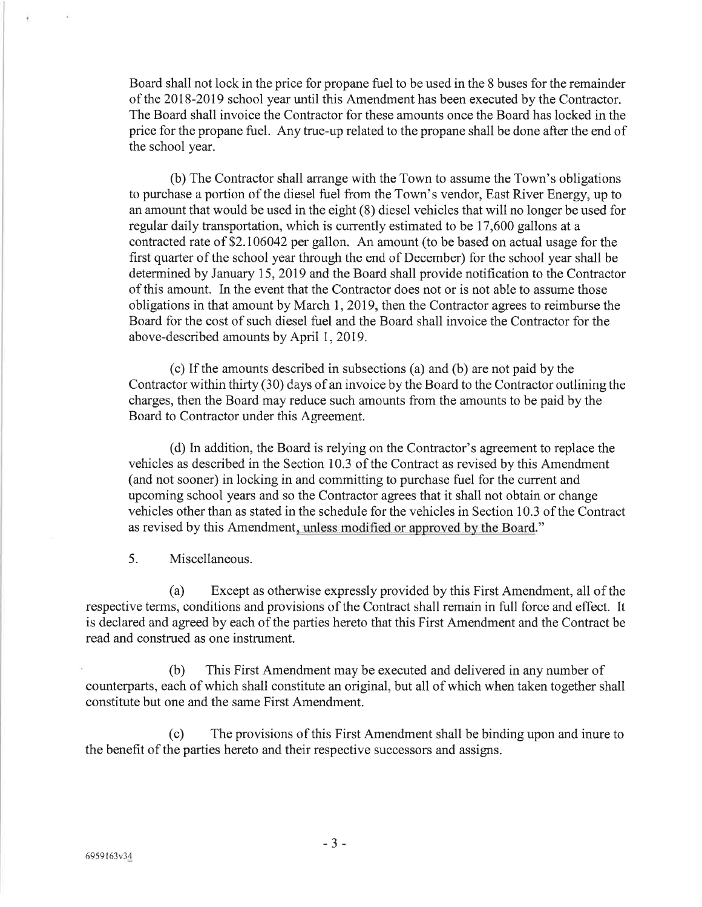Board shall not lock in the price for propane fuel to be used in the 8 buses for the remainder of the 2018-2019 school year until this Amendment has been executed by the Contractor. The Board shall invoice the Contractor for these amounts once the Board has locked in the price for the propane fuel. Any true-up related to the propane shall be done after the end of the school year.

(b) The Contractor shall arrange with the Town to assume the Town's obligations to purchase a portion of the diesel fuel from the Town's vendor, East River Energy, up to an amount that would be used in the eight (8) diesel vehicles that will no longer be used for regular daily transportation, which is currently estimated to be 17,600 gallons at a contracted rate of $2.106042 per gallon. An amount (to be based on actual usage for the first quarter of the school year through the end of December) for the school year shall be determined by January 15, 2019 and the Board shall provide notification to the Contractor of this amount. In the event that the Contractor does not or is not able to assume those obligations in that amount by March 1, 2019, then the Contractor agrees to reimburse the Board for the cost of such diesel fuel and the Board shall invoice the Contractor for the above-described amounts by April 1, 2019.

(c) If the amounts described in subsections (a) and (b) are not paid by the Contractor within thirty (30) days of an invoice by the Board to the Contractor outlining the charges, then the Board may reduce such amounts from the amounts to be paid by the Board to Contractor under this Agreement.

(d) In addition, the Board is relying on the Contractor's agreement to replace the vehicles as described in the Section 10.3 of the Contract as revised by this Amendment (and not sooner) in locking in and committing to purchase fuel for the current and upcoming school years and so the Contractor agrees that it shall not obtain or change vehicles other than as stated in the schedule for the vehicles in Section 10.3 of the Contract as revised by this Amendment, unless modified or approved by the Board."

5. Miscellaneous.

(a) Except as otherwise expressly provided by this First Amendment, all of the respective terms, conditions and provisions of the Contract shall remain in full force and effect. It is declared and agreed by each of the parties hereto that this First Amendment and the Contract be read and construed as one instrument.

(b) This First Amendment may be executed and delivered in any number of counterparts, each of which shall constitute an original, but all of which when taken together shall constitute but one and the same First Amendment.

(c) The provisions of this First Amendment shall be binding upon and inure to the benefit of the parties hereto and their respective successors and assigns.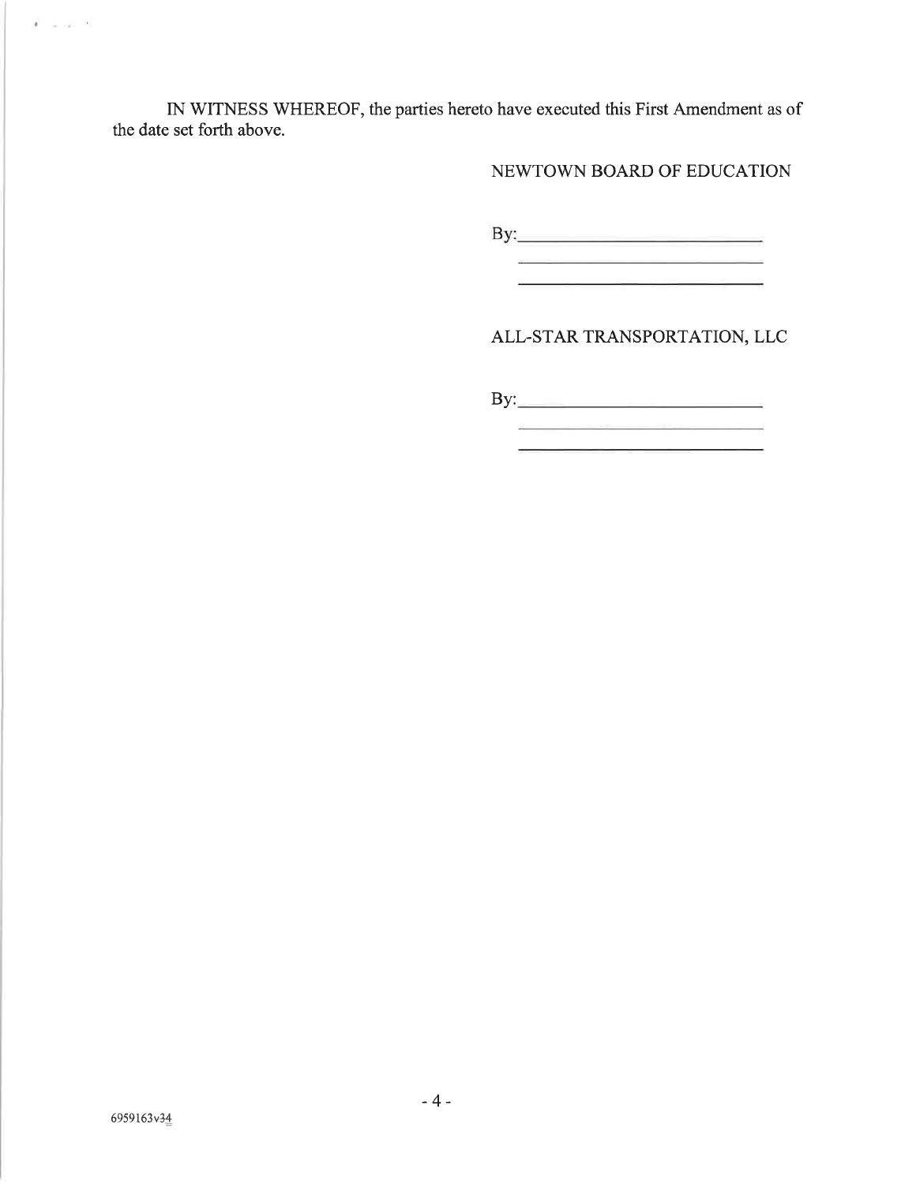IN WITNESS WHEREOF, the parties hereto have executed this First Amendment as of the date set forth above.

NEWTOWN BOARD OF EDUCATION

By:\_\_\_\_\_\_\_\_\_\_\_\_\_\_\_\_\_\_\_\_\_\_\_\_\_\_\_\_

\_\_\_\_\_\_\_\_\_\_\_\_\_\_\_\_\_\_\_\_\_\_\_\_\_\_\_\_\_\_\_

\_\_\_\_\_\_\_\_\_\_\_\_\_\_\_\_\_\_\_\_\_\_\_\_\_\_\_\_\_\_\_

ALL-STAR TRANSPORTATION, LLC

By:\_\_\_\_\_\_\_\_\_\_\_\_\_\_\_\_\_\_\_\_\_\_\_\_\_\_\_\_

\_\_\_\_\_\_\_\_\_\_\_\_\_\_\_\_\_\_\_\_\_\_\_\_\_\_\_\_\_\_\_

\_\_\_\_\_\_\_\_\_\_\_\_\_\_\_\_\_\_\_\_\_\_\_\_\_\_\_\_\_\_\_

6959163v34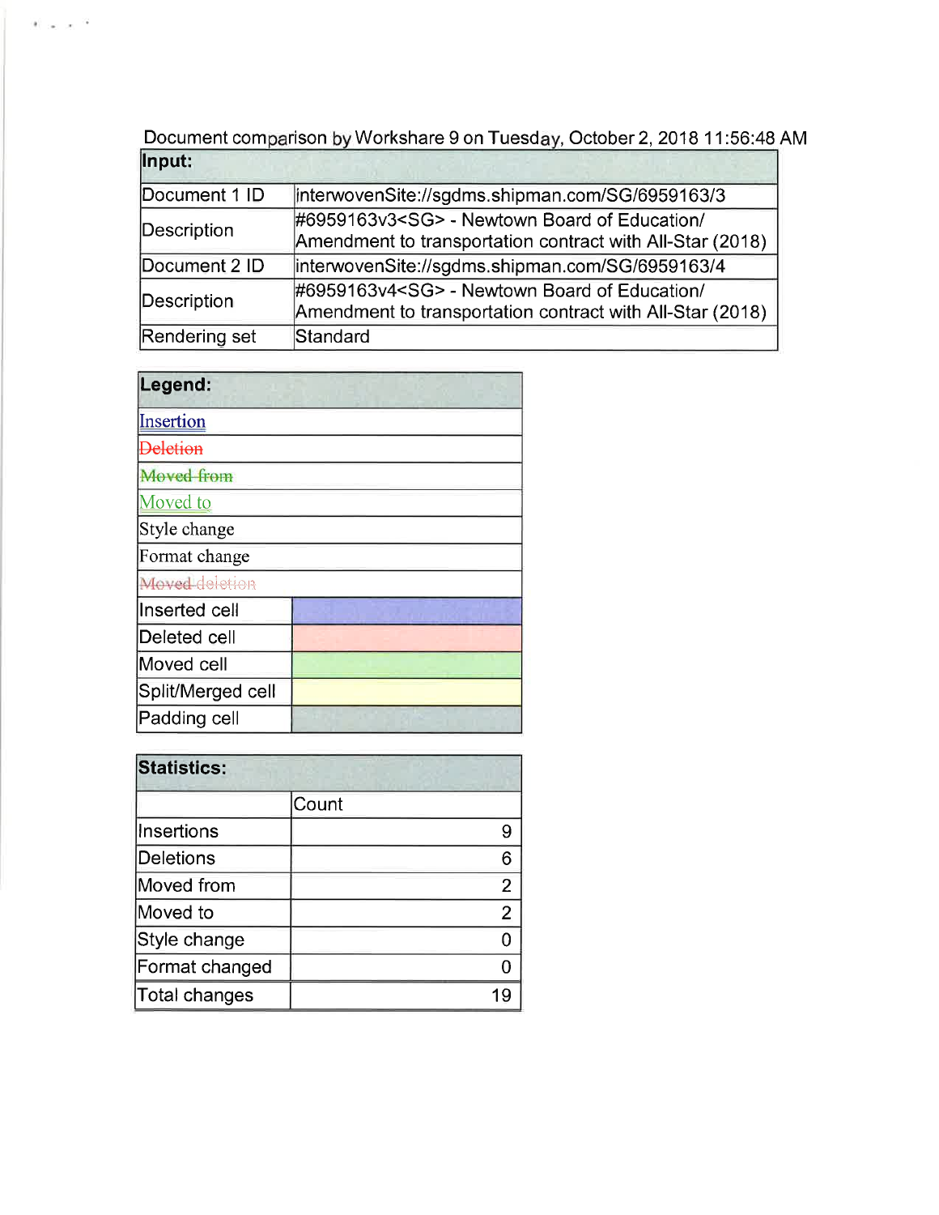Document comparison by Workshare 9 on Tuesday, October 2, 2018 11:56:48 AM

| Input: | |
|---|---|
| Document 1 ID | interwovenSite://sgdms.shipman.com/SG/6959163/3 |
| Description | #6959163v3<SG> - Newtown Board of Education/ Amendment to transportation contract with All-Star (2018) |
| Document 2 ID | interwovenSite://sgdms.shipman.com/SG/6959163/4 |
| Description | #6959163v4<SG> - Newtown Board of Education/ Amendment to transportation contract with All-Star (2018) |
| Rendering set | Standard |

| Legend: | |
|---|---|
| Insertion | |
| ~~Deletion~~ | |
| ~~Moved from~~ | |
| Moved to | |
| Style change | |
| Format change | |
| ~~Moved~~ deletion | |
| Inserted cell | |
| Deleted cell | |
| Moved cell | |
| Split/Merged cell | |
| Padding cell | |

| Statistics: | |
|---|---|
| | Count |
| Insertions | 9 |
| Deletions | 6 |
| Moved from | 2 |
| Moved to | 2 |
| Style change | 0 |
| Format changed | 0 |
| Total changes | 19 |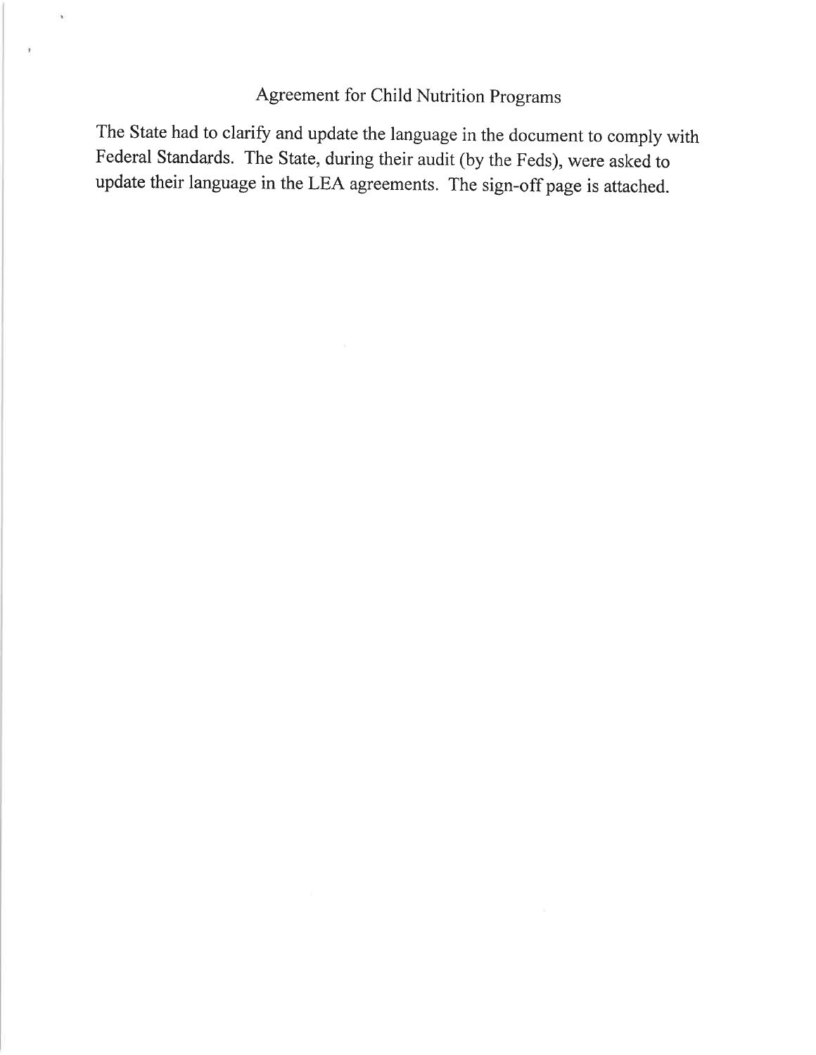# Agreement for Child Nutrition Programs

The State had to clarify and update the language in the document to comply with Federal Standards. The State, during their audit (by the Feds), were asked to update their language in the LEA agreements. The sign-off page is attached.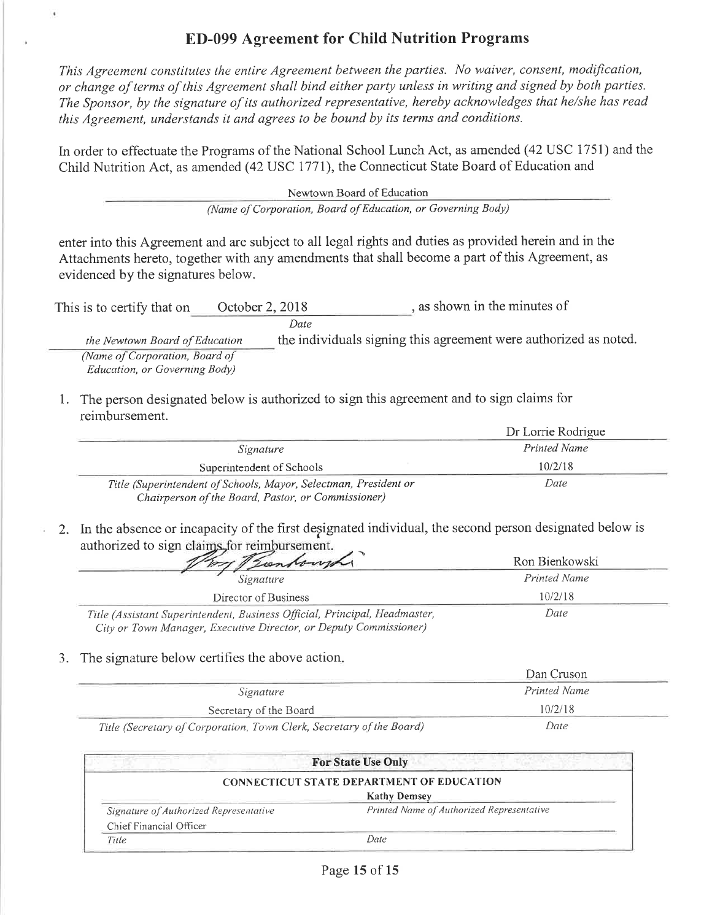# ED-099 Agreement for Child Nutrition Programs

*This Agreement constitutes the entire Agreement between the parties. No waiver, consent, modification, or change of terms of this Agreement shall bind either party unless in writing and signed by both parties. The Sponsor, by the signature of its authorized representative, hereby acknowledges that he/she has read this Agreement, understands it and agrees to be bound by its terms and conditions.*

In order to effectuate the Programs of the National School Lunch Act, as amended (42 USC 1751) and the Child Nutrition Act, as amended (42 USC 1771), the Connecticut State Board of Education and

Newtown Board of Education
*(Name of Corporation, Board of Education, or Governing Body)*

enter into this Agreement and are subject to all legal rights and duties as provided herein and in the Attachments hereto, together with any amendments that shall become a part of this Agreement, as evidenced by the signatures below.

This is to certify that on October 2, 2018 *(Date)*, as shown in the minutes of the Newtown Board of Education *(Name of Corporation, Board of Education, or Governing Body)* the individuals signing this agreement were authorized as noted.

1. The person designated below is authorized to sign this agreement and to sign claims for reimbursement.

| | |
|---|---|
| | Dr Lorrie Rodrigue |
| *Signature* | *Printed Name* |
| Superintendent of Schools | 10/2/18 |
| *Title (Superintendent of Schools, Mayor, Selectman, President or Chairperson of the Board, Pastor, or Commissioner)* | *Date* |

2. In the absence or incapacity of the first designated individual, the second person designated below is authorized to sign claims for reimbursement.

| | |
|---|---|
| Ron Bienkowski (signature) | Ron Bienkowski |
| *Signature* | *Printed Name* |
| Director of Business | 10/2/18 |
| *Title (Assistant Superintendent, Business Official, Principal, Headmaster, City or Town Manager, Executive Director, or Deputy Commissioner)* | *Date* |

3. The signature below certifies the above action.

| | |
|---|---|
| | Dan Cruson |
| *Signature* | *Printed Name* |
| Secretary of the Board | 10/2/18 |
| *Title (Secretary of Corporation, Town Clerk, Secretary of the Board)* | *Date* |

| **For State Use Only** | |
|---|---|
| **CONNECTICUT STATE DEPARTMENT OF EDUCATION** | |
| | **Kathy Demsey** |
| *Signature of Authorized Representative* | *Printed Name of Authorized Representative* |
| Chief Financial Officer | |
| *Title* | *Date* |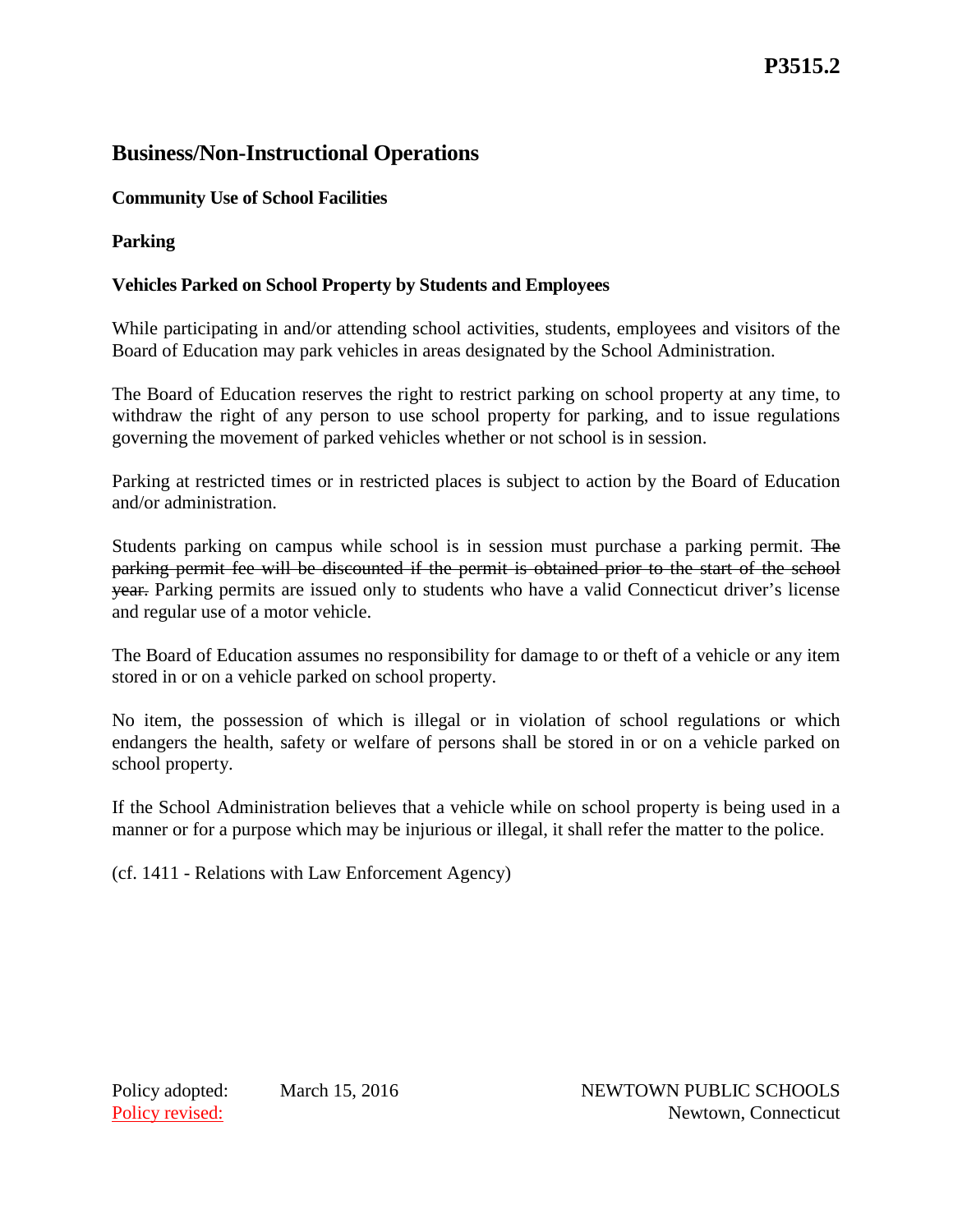**P3515.2**

## Business/Non-Instructional Operations

**Community Use of School Facilities**

**Parking**

**Vehicles Parked on School Property by Students and Employees**

While participating in and/or attending school activities, students, employees and visitors of the Board of Education may park vehicles in areas designated by the School Administration.

The Board of Education reserves the right to restrict parking on school property at any time, to withdraw the right of any person to use school property for parking, and to issue regulations governing the movement of parked vehicles whether or not school is in session.

Parking at restricted times or in restricted places is subject to action by the Board of Education and/or administration.

Students parking on campus while school is in session must purchase a parking permit. ~~The parking permit fee will be discounted if the permit is obtained prior to the start of the school year.~~ Parking permits are issued only to students who have a valid Connecticut driver's license and regular use of a motor vehicle.

The Board of Education assumes no responsibility for damage to or theft of a vehicle or any item stored in or on a vehicle parked on school property.

No item, the possession of which is illegal or in violation of school regulations or which endangers the health, safety or welfare of persons shall be stored in or on a vehicle parked on school property.

If the School Administration believes that a vehicle while on school property is being used in a manner or for a purpose which may be injurious or illegal, it shall refer the matter to the police.

(cf. 1411 - Relations with Law Enforcement Agency)

Policy adopted: March 15, 2016
Policy revised:

NEWTOWN PUBLIC SCHOOLS
Newtown, Connecticut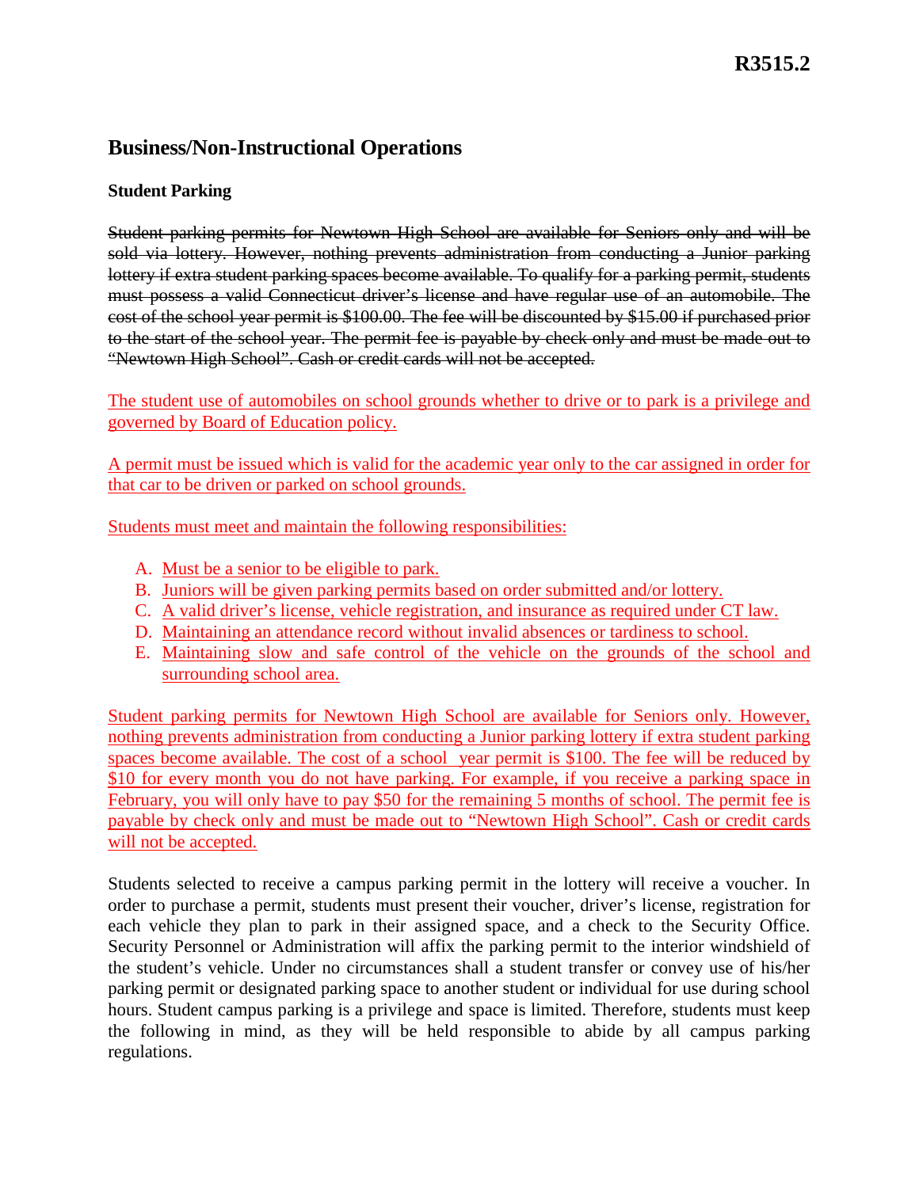**R3515.2**

## Business/Non-Instructional Operations

### Student Parking

~~Student parking permits for Newtown High School are available for Seniors only and will be sold via lottery. However, nothing prevents administration from conducting a Junior parking lottery if extra student parking spaces become available. To qualify for a parking permit, students must possess a valid Connecticut driver's license and have regular use of an automobile. The cost of the school year permit is $100.00. The fee will be discounted by $15.00 if purchased prior to the start of the school year. The permit fee is payable by check only and must be made out to "Newtown High School". Cash or credit cards will not be accepted.~~

<u>The student use of automobiles on school grounds whether to drive or to park is a privilege and governed by Board of Education policy.</u>

<u>A permit must be issued which is valid for the academic year only to the car assigned in order for that car to be driven or parked on school grounds.</u>

<u>Students must meet and maintain the following responsibilities:</u>

A. <u>Must be a senior to be eligible to park.</u>
B. <u>Juniors will be given parking permits based on order submitted and/or lottery.</u>
C. <u>A valid driver's license, vehicle registration, and insurance as required under CT law.</u>
D. <u>Maintaining an attendance record without invalid absences or tardiness to school.</u>
E. <u>Maintaining slow and safe control of the vehicle on the grounds of the school and surrounding school area.</u>

<u>Student parking permits for Newtown High School are available for Seniors only. However, nothing prevents administration from conducting a Junior parking lottery if extra student parking spaces become available. The cost of a school year permit is $100. The fee will be reduced by $10 for every month you do not have parking. For example, if you receive a parking space in February, you will only have to pay $50 for the remaining 5 months of school. The permit fee is payable by check only and must be made out to "Newtown High School". Cash or credit cards will not be accepted.</u>

Students selected to receive a campus parking permit in the lottery will receive a voucher. In order to purchase a permit, students must present their voucher, driver's license, registration for each vehicle they plan to park in their assigned space, and a check to the Security Office. Security Personnel or Administration will affix the parking permit to the interior windshield of the student's vehicle. Under no circumstances shall a student transfer or convey use of his/her parking permit or designated parking space to another student or individual for use during school hours. Student campus parking is a privilege and space is limited. Therefore, students must keep the following in mind, as they will be held responsible to abide by all campus parking regulations.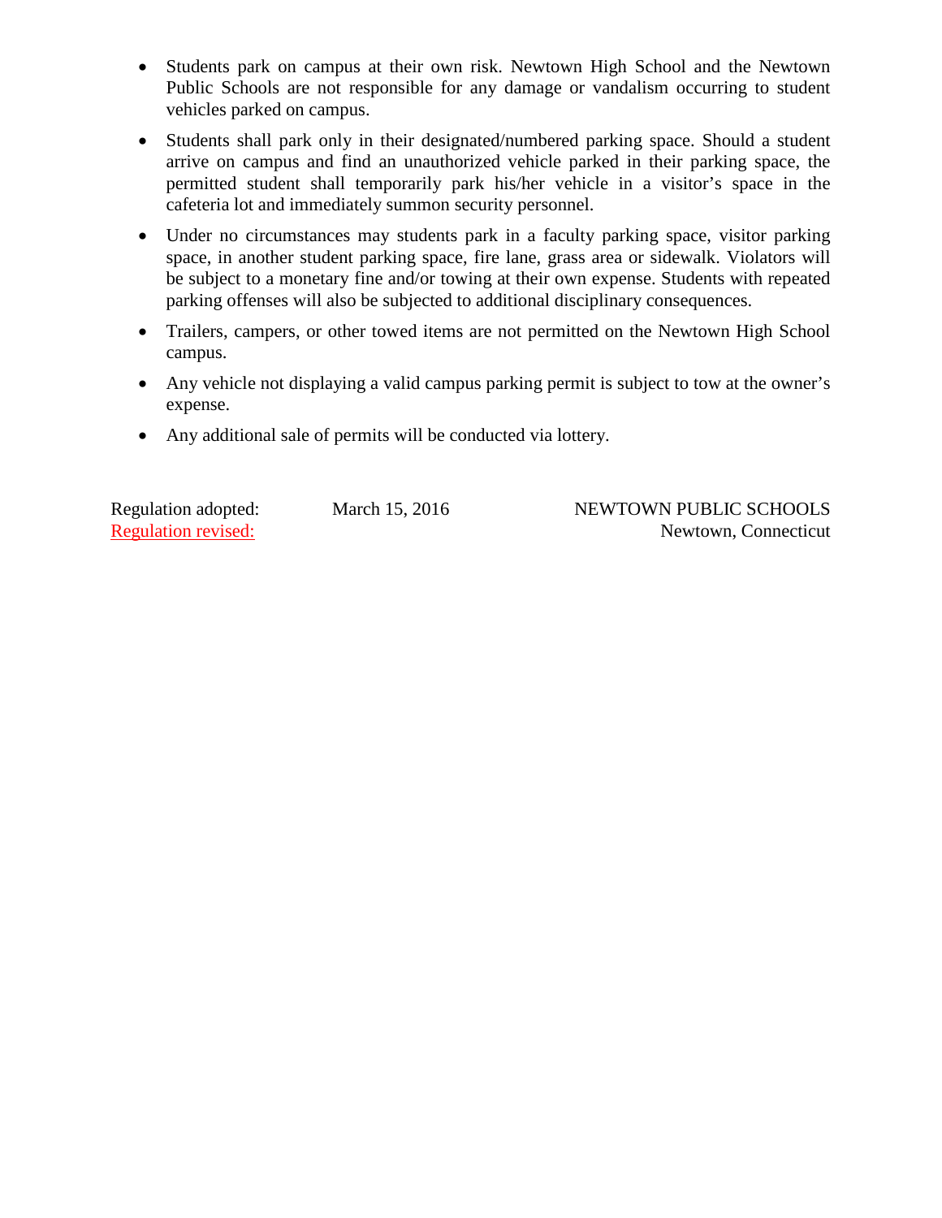- Students park on campus at their own risk. Newtown High School and the Newtown Public Schools are not responsible for any damage or vandalism occurring to student vehicles parked on campus.
- Students shall park only in their designated/numbered parking space. Should a student arrive on campus and find an unauthorized vehicle parked in their parking space, the permitted student shall temporarily park his/her vehicle in a visitor's space in the cafeteria lot and immediately summon security personnel.
- Under no circumstances may students park in a faculty parking space, visitor parking space, in another student parking space, fire lane, grass area or sidewalk. Violators will be subject to a monetary fine and/or towing at their own expense. Students with repeated parking offenses will also be subjected to additional disciplinary consequences.
- Trailers, campers, or other towed items are not permitted on the Newtown High School campus.
- Any vehicle not displaying a valid campus parking permit is subject to tow at the owner's expense.
- Any additional sale of permits will be conducted via lottery.

Regulation adopted: March 15, 2016 NEWTOWN PUBLIC SCHOOLS
Regulation revised: Newtown, Connecticut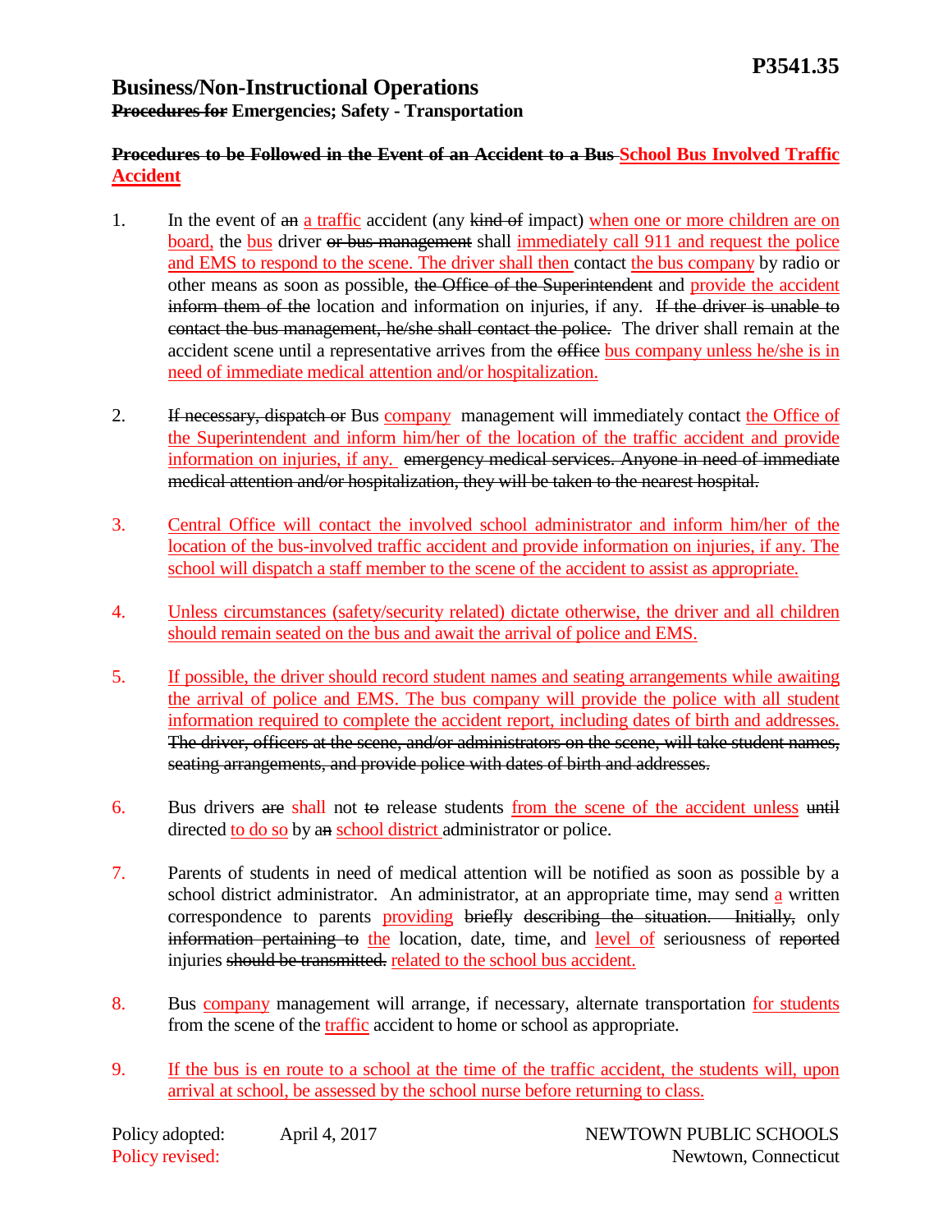**P3541.35**

## Business/Non-Instructional Operations

**~~Procedures for~~ Emergencies; Safety - Transportation**

### ~~Procedures to be Followed in the Event of an Accident to a Bus~~ School Bus Involved Traffic Accident

1. In the event of ~~an~~ a traffic accident (any ~~kind of~~ impact) when one or more children are on board, the bus driver ~~or bus management~~ shall immediately call 911 and request the police and EMS to respond to the scene. The driver shall then contact the bus company by radio or other means as soon as possible, ~~the Office of the Superintendent~~ and provide the accident ~~inform them of the~~ location and information on injuries, if any. ~~If the driver is unable to contact the bus management, he/she shall contact the police.~~ The driver shall remain at the accident scene until a representative arrives from the ~~office~~ bus company unless he/she is in need of immediate medical attention and/or hospitalization.

2. ~~If necessary, dispatch or~~ Bus company management will immediately contact the Office of the Superintendent and inform him/her of the location of the traffic accident and provide information on injuries, if any. ~~emergency medical services. Anyone in need of immediate medical attention and/or hospitalization, they will be taken to the nearest hospital.~~

3. Central Office will contact the involved school administrator and inform him/her of the location of the bus-involved traffic accident and provide information on injuries, if any. The school will dispatch a staff member to the scene of the accident to assist as appropriate.

4. Unless circumstances (safety/security related) dictate otherwise, the driver and all children should remain seated on the bus and await the arrival of police and EMS.

5. If possible, the driver should record student names and seating arrangements while awaiting the arrival of police and EMS. The bus company will provide the police with all student information required to complete the accident report, including dates of birth and addresses. ~~The driver, officers at the scene, and/or administrators on the scene, will take student names, seating arrangements, and provide police with dates of birth and addresses.~~

6. Bus drivers ~~are~~ shall not ~~to~~ release students from the scene of the accident unless ~~until~~ directed to do so by ~~an~~ a school district administrator or police.

7. Parents of students in need of medical attention will be notified as soon as possible by a school district administrator. An administrator, at an appropriate time, may send a written correspondence to parents providing ~~briefly describing the situation. Initially,~~ only ~~information pertaining to~~ the location, date, time, and level of seriousness of ~~reported~~ injuries ~~should be transmitted.~~ related to the school bus accident.

8. Bus company management will arrange, if necessary, alternate transportation for students from the scene of the traffic accident to home or school as appropriate.

9. If the bus is en route to a school at the time of the traffic accident, the students will, upon arrival at school, be assessed by the school nurse before returning to class.

Policy adopted: April 4, 2017 — NEWTOWN PUBLIC SCHOOLS
Policy revised: — Newtown, Connecticut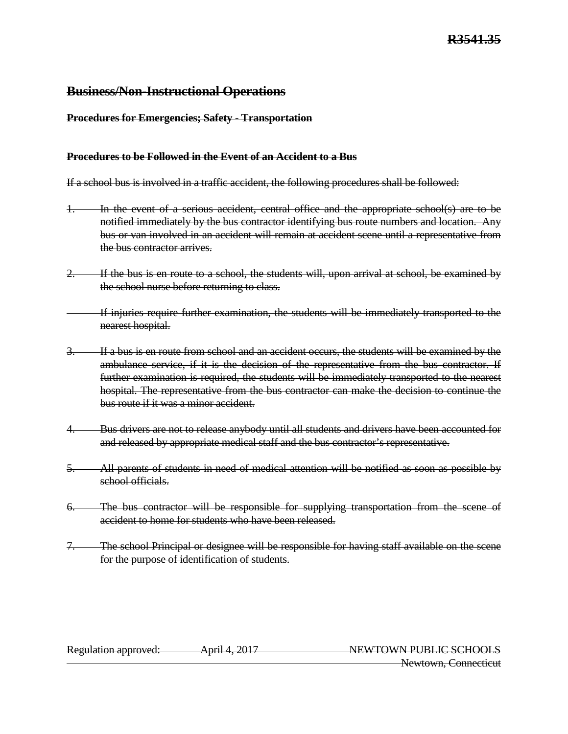R3541.35

# Business/Non-Instructional Operations

## Procedures for Emergencies; Safety - Transportation

### Procedures to be Followed in the Event of an Accident to a Bus

If a school bus is involved in a traffic accident, the following procedures shall be followed:

1. In the event of a serious accident, central office and the appropriate school(s) are to be notified immediately by the bus contractor identifying bus route numbers and location. Any bus or van involved in an accident will remain at accident scene until a representative from the bus contractor arrives.

2. If the bus is en route to a school, the students will, upon arrival at school, be examined by the school nurse before returning to class.

   If injuries require further examination, the students will be immediately transported to the nearest hospital.

3. If a bus is en route from school and an accident occurs, the students will be examined by the ambulance service, if it is the decision of the representative from the bus contractor. If further examination is required, the students will be immediately transported to the nearest hospital. The representative from the bus contractor can make the decision to continue the bus route if it was a minor accident.

4. Bus drivers are not to release anybody until all students and drivers have been accounted for and released by appropriate medical staff and the bus contractor's representative.

5. All parents of students in need of medical attention will be notified as soon as possible by school officials.

6. The bus contractor will be responsible for supplying transportation from the scene of accident to home for students who have been released.

7. The school Principal or designee will be responsible for having staff available on the scene for the purpose of identification of students.

Regulation approved: April 4, 2017

NEWTOWN PUBLIC SCHOOLS
Newtown, Connecticut